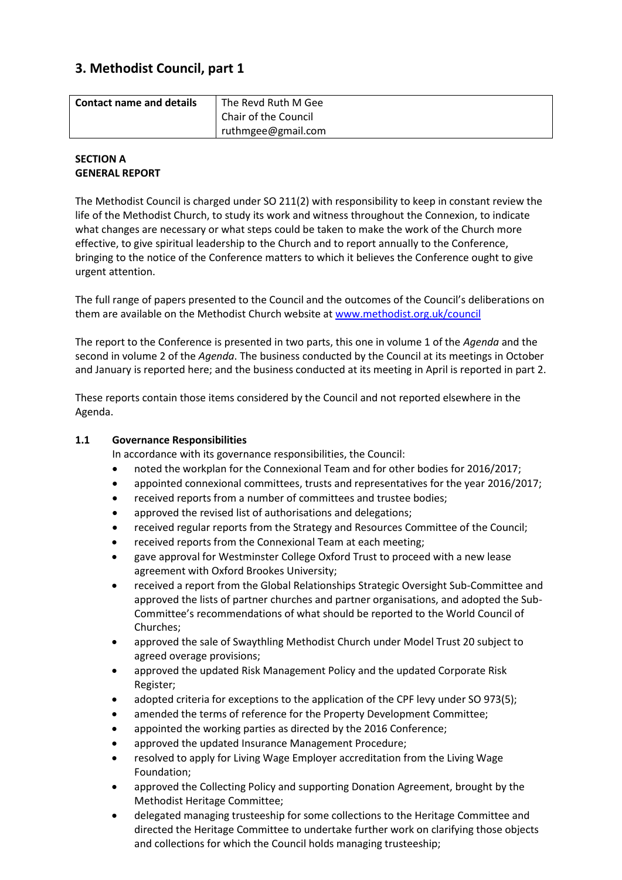## 3. Methodist Council, part 1

| Contact name and details | The Revd Ruth M Gee<br>Chair of the Council<br>ruthmgee@gmail.com |
|---|---|

**SECTION A**
**GENERAL REPORT**

The Methodist Council is charged under SO 211(2) with responsibility to keep in constant review the life of the Methodist Church, to study its work and witness throughout the Connexion, to indicate what changes are necessary or what steps could be taken to make the work of the Church more effective, to give spiritual leadership to the Church and to report annually to the Conference, bringing to the notice of the Conference matters to which it believes the Conference ought to give urgent attention.

The full range of papers presented to the Council and the outcomes of the Council's deliberations on them are available on the Methodist Church website at www.methodist.org.uk/council

The report to the Conference is presented in two parts, this one in volume 1 of the *Agenda* and the second in volume 2 of the *Agenda*. The business conducted by the Council at its meetings in October and January is reported here; and the business conducted at its meeting in April is reported in part 2.

These reports contain those items considered by the Council and not reported elsewhere in the Agenda.

**1.1 Governance Responsibilities**

In accordance with its governance responsibilities, the Council:

- noted the workplan for the Connexional Team and for other bodies for 2016/2017;
- appointed connexional committees, trusts and representatives for the year 2016/2017;
- received reports from a number of committees and trustee bodies;
- approved the revised list of authorisations and delegations;
- received regular reports from the Strategy and Resources Committee of the Council;
- received reports from the Connexional Team at each meeting;
- gave approval for Westminster College Oxford Trust to proceed with a new lease agreement with Oxford Brookes University;
- received a report from the Global Relationships Strategic Oversight Sub-Committee and approved the lists of partner churches and partner organisations, and adopted the Sub-Committee's recommendations of what should be reported to the World Council of Churches;
- approved the sale of Swaythling Methodist Church under Model Trust 20 subject to agreed overage provisions;
- approved the updated Risk Management Policy and the updated Corporate Risk Register;
- adopted criteria for exceptions to the application of the CPF levy under SO 973(5);
- amended the terms of reference for the Property Development Committee;
- appointed the working parties as directed by the 2016 Conference;
- approved the updated Insurance Management Procedure;
- resolved to apply for Living Wage Employer accreditation from the Living Wage Foundation;
- approved the Collecting Policy and supporting Donation Agreement, brought by the Methodist Heritage Committee;
- delegated managing trusteeship for some collections to the Heritage Committee and directed the Heritage Committee to undertake further work on clarifying those objects and collections for which the Council holds managing trusteeship;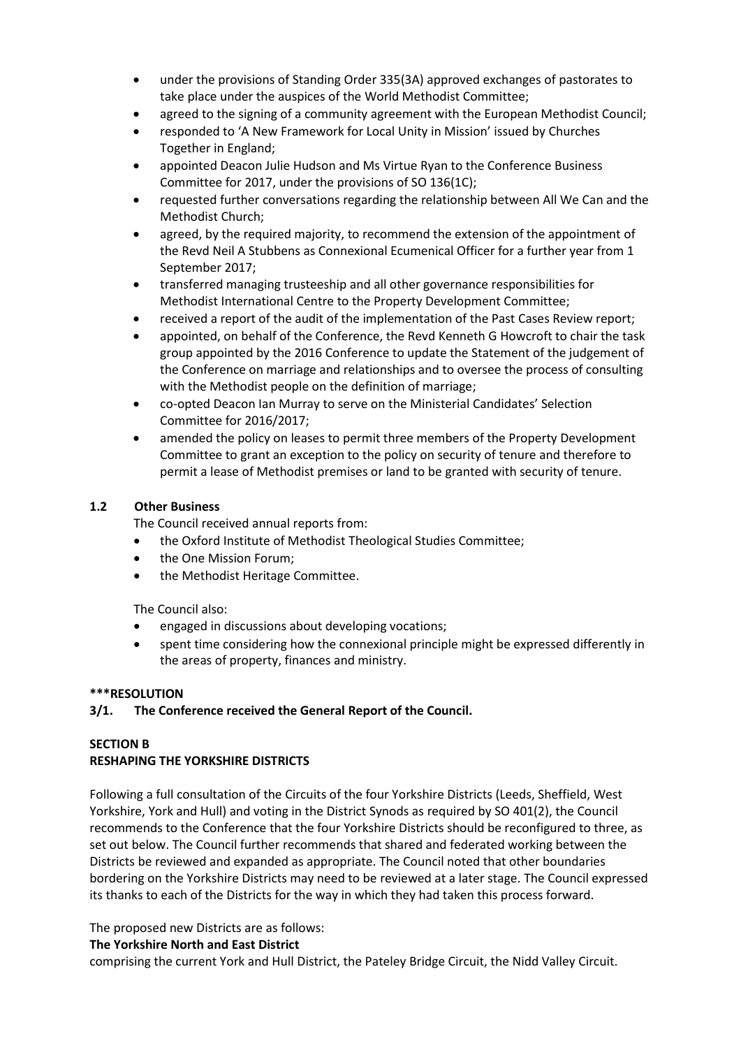- under the provisions of Standing Order 335(3A) approved exchanges of pastorates to take place under the auspices of the World Methodist Committee;
- agreed to the signing of a community agreement with the European Methodist Council;
- responded to 'A New Framework for Local Unity in Mission' issued by Churches Together in England;
- appointed Deacon Julie Hudson and Ms Virtue Ryan to the Conference Business Committee for 2017, under the provisions of SO 136(1C);
- requested further conversations regarding the relationship between All We Can and the Methodist Church;
- agreed, by the required majority, to recommend the extension of the appointment of the Revd Neil A Stubbens as Connexional Ecumenical Officer for a further year from 1 September 2017;
- transferred managing trusteeship and all other governance responsibilities for Methodist International Centre to the Property Development Committee;
- received a report of the audit of the implementation of the Past Cases Review report;
- appointed, on behalf of the Conference, the Revd Kenneth G Howcroft to chair the task group appointed by the 2016 Conference to update the Statement of the judgement of the Conference on marriage and relationships and to oversee the process of consulting with the Methodist people on the definition of marriage;
- co-opted Deacon Ian Murray to serve on the Ministerial Candidates' Selection Committee for 2016/2017;
- amended the policy on leases to permit three members of the Property Development Committee to grant an exception to the policy on security of tenure and therefore to permit a lease of Methodist premises or land to be granted with security of tenure.

## 1.2 Other Business

The Council received annual reports from:

- the Oxford Institute of Methodist Theological Studies Committee;
- the One Mission Forum;
- the Methodist Heritage Committee.

The Council also:

- engaged in discussions about developing vocations;
- spent time considering how the connexional principle might be expressed differently in the areas of property, finances and ministry.

**\*\*\*RESOLUTION**

**3/1. The Conference received the General Report of the Council.**

## SECTION B
## RESHAPING THE YORKSHIRE DISTRICTS

Following a full consultation of the Circuits of the four Yorkshire Districts (Leeds, Sheffield, West Yorkshire, York and Hull) and voting in the District Synods as required by SO 401(2), the Council recommends to the Conference that the four Yorkshire Districts should be reconfigured to three, as set out below. The Council further recommends that shared and federated working between the Districts be reviewed and expanded as appropriate. The Council noted that other boundaries bordering on the Yorkshire Districts may need to be reviewed at a later stage. The Council expressed its thanks to each of the Districts for the way in which they had taken this process forward.

The proposed new Districts are as follows:

**The Yorkshire North and East District**

comprising the current York and Hull District, the Pateley Bridge Circuit, the Nidd Valley Circuit.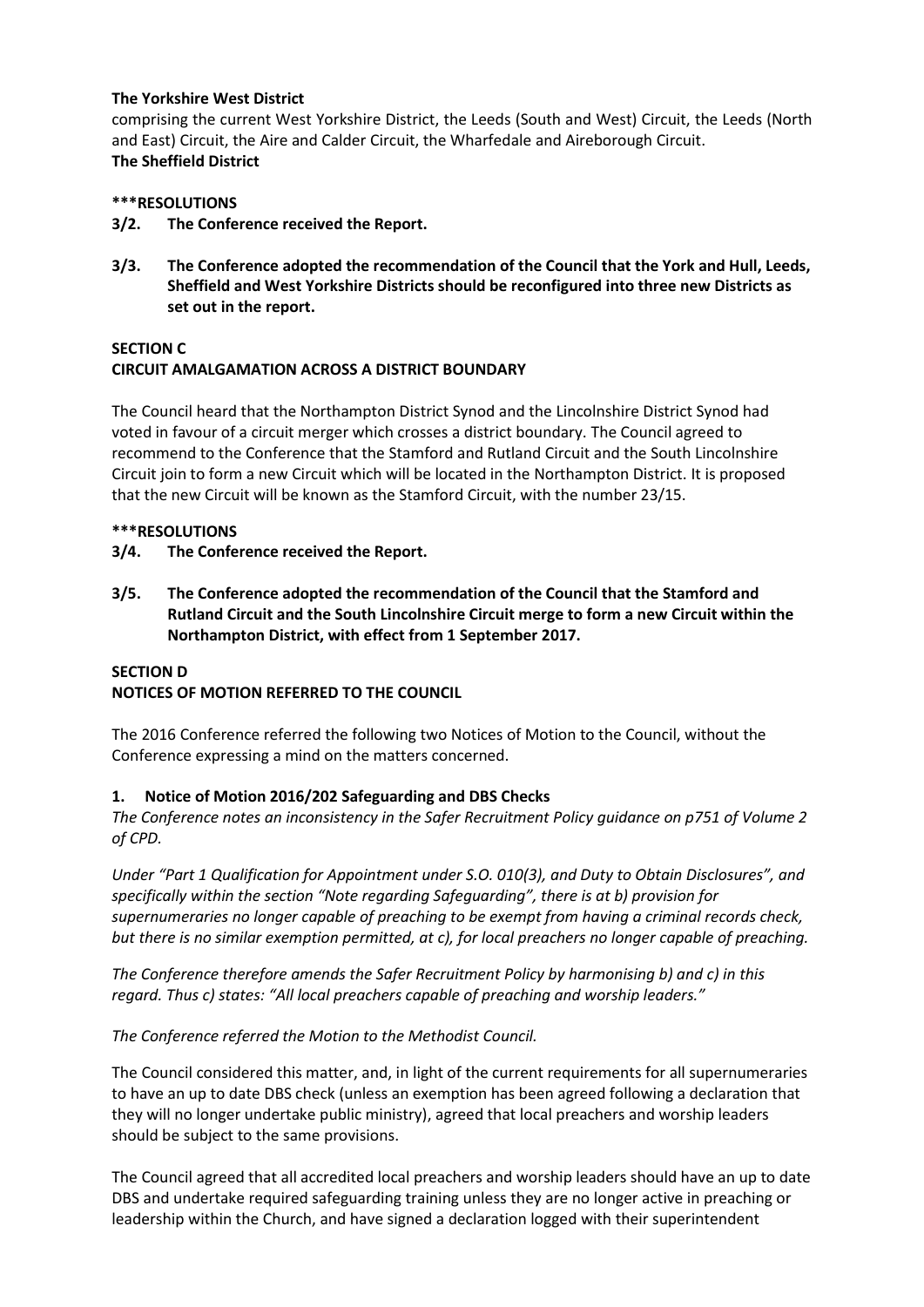**The Yorkshire West District**
comprising the current West Yorkshire District, the Leeds (South and West) Circuit, the Leeds (North and East) Circuit, the Aire and Calder Circuit, the Wharfedale and Aireborough Circuit.
**The Sheffield District**

**\*\*\*RESOLUTIONS**

**3/2. The Conference received the Report.**

**3/3. The Conference adopted the recommendation of the Council that the York and Hull, Leeds, Sheffield and West Yorkshire Districts should be reconfigured into three new Districts as set out in the report.**

## SECTION C
## CIRCUIT AMALGAMATION ACROSS A DISTRICT BOUNDARY

The Council heard that the Northampton District Synod and the Lincolnshire District Synod had voted in favour of a circuit merger which crosses a district boundary. The Council agreed to recommend to the Conference that the Stamford and Rutland Circuit and the South Lincolnshire Circuit join to form a new Circuit which will be located in the Northampton District. It is proposed that the new Circuit will be known as the Stamford Circuit, with the number 23/15.

**\*\*\*RESOLUTIONS**

**3/4. The Conference received the Report.**

**3/5. The Conference adopted the recommendation of the Council that the Stamford and Rutland Circuit and the South Lincolnshire Circuit merge to form a new Circuit within the Northampton District, with effect from 1 September 2017.**

## SECTION D
## NOTICES OF MOTION REFERRED TO THE COUNCIL

The 2016 Conference referred the following two Notices of Motion to the Council, without the Conference expressing a mind on the matters concerned.

### 1. Notice of Motion 2016/202 Safeguarding and DBS Checks

*The Conference notes an inconsistency in the Safer Recruitment Policy guidance on p751 of Volume 2 of CPD.*

*Under "Part 1 Qualification for Appointment under S.O. 010(3), and Duty to Obtain Disclosures", and specifically within the section "Note regarding Safeguarding", there is at b) provision for supernumeraries no longer capable of preaching to be exempt from having a criminal records check, but there is no similar exemption permitted, at c), for local preachers no longer capable of preaching.*

*The Conference therefore amends the Safer Recruitment Policy by harmonising b) and c) in this regard. Thus c) states: "All local preachers capable of preaching and worship leaders."*

*The Conference referred the Motion to the Methodist Council.*

The Council considered this matter, and, in light of the current requirements for all supernumeraries to have an up to date DBS check (unless an exemption has been agreed following a declaration that they will no longer undertake public ministry), agreed that local preachers and worship leaders should be subject to the same provisions.

The Council agreed that all accredited local preachers and worship leaders should have an up to date DBS and undertake required safeguarding training unless they are no longer active in preaching or leadership within the Church, and have signed a declaration logged with their superintendent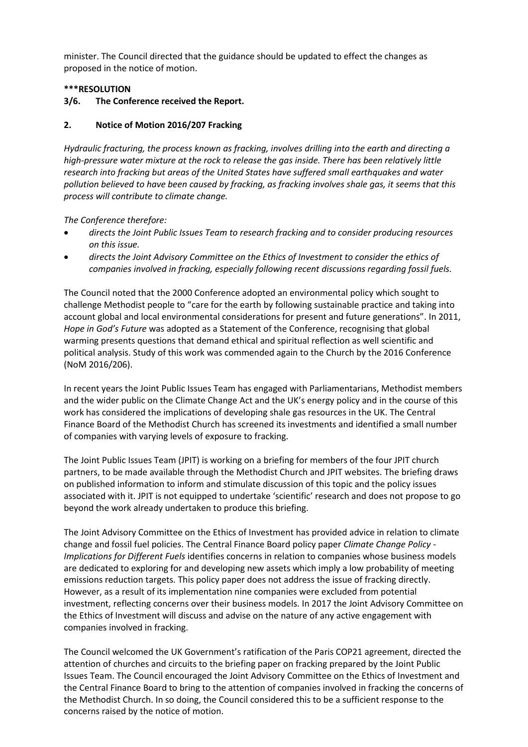minister. The Council directed that the guidance should be updated to effect the changes as proposed in the notice of motion.

**\*\*\*RESOLUTION**

**3/6. The Conference received the Report.**

## 2. Notice of Motion 2016/207 Fracking

*Hydraulic fracturing, the process known as fracking, involves drilling into the earth and directing a high-pressure water mixture at the rock to release the gas inside. There has been relatively little research into fracking but areas of the United States have suffered small earthquakes and water pollution believed to have been caused by fracking, as fracking involves shale gas, it seems that this process will contribute to climate change.*

*The Conference therefore:*

- *directs the Joint Public Issues Team to research fracking and to consider producing resources on this issue.*
- *directs the Joint Advisory Committee on the Ethics of Investment to consider the ethics of companies involved in fracking, especially following recent discussions regarding fossil fuels.*

The Council noted that the 2000 Conference adopted an environmental policy which sought to challenge Methodist people to "care for the earth by following sustainable practice and taking into account global and local environmental considerations for present and future generations". In 2011, *Hope in God's Future* was adopted as a Statement of the Conference, recognising that global warming presents questions that demand ethical and spiritual reflection as well scientific and political analysis. Study of this work was commended again to the Church by the 2016 Conference (NoM 2016/206).

In recent years the Joint Public Issues Team has engaged with Parliamentarians, Methodist members and the wider public on the Climate Change Act and the UK's energy policy and in the course of this work has considered the implications of developing shale gas resources in the UK. The Central Finance Board of the Methodist Church has screened its investments and identified a small number of companies with varying levels of exposure to fracking.

The Joint Public Issues Team (JPIT) is working on a briefing for members of the four JPIT church partners, to be made available through the Methodist Church and JPIT websites. The briefing draws on published information to inform and stimulate discussion of this topic and the policy issues associated with it. JPIT is not equipped to undertake 'scientific' research and does not propose to go beyond the work already undertaken to produce this briefing.

The Joint Advisory Committee on the Ethics of Investment has provided advice in relation to climate change and fossil fuel policies. The Central Finance Board policy paper *Climate Change Policy - Implications for Different Fuels* identifies concerns in relation to companies whose business models are dedicated to exploring for and developing new assets which imply a low probability of meeting emissions reduction targets. This policy paper does not address the issue of fracking directly. However, as a result of its implementation nine companies were excluded from potential investment, reflecting concerns over their business models. In 2017 the Joint Advisory Committee on the Ethics of Investment will discuss and advise on the nature of any active engagement with companies involved in fracking.

The Council welcomed the UK Government's ratification of the Paris COP21 agreement, directed the attention of churches and circuits to the briefing paper on fracking prepared by the Joint Public Issues Team. The Council encouraged the Joint Advisory Committee on the Ethics of Investment and the Central Finance Board to bring to the attention of companies involved in fracking the concerns of the Methodist Church. In so doing, the Council considered this to be a sufficient response to the concerns raised by the notice of motion.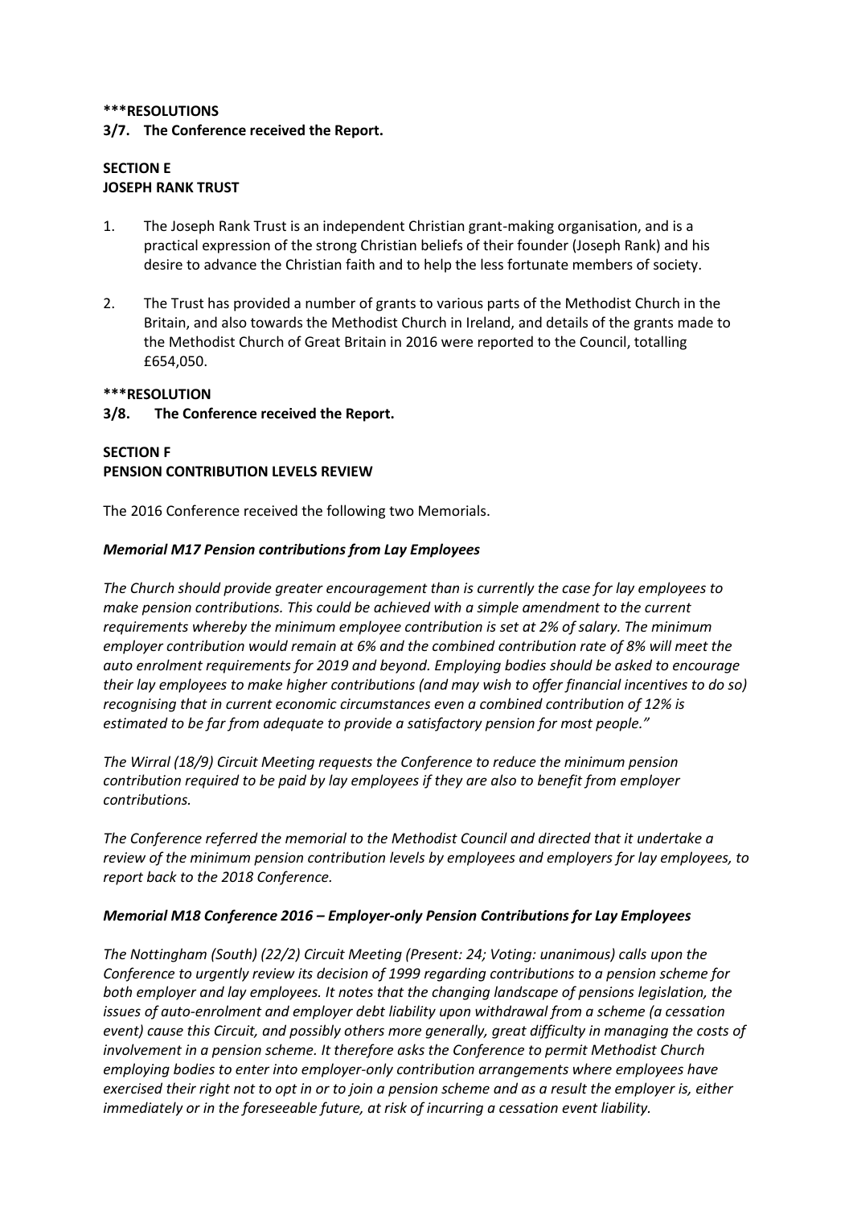**\*\*\*RESOLUTIONS**

**3/7. The Conference received the Report.**

**SECTION E**
**JOSEPH RANK TRUST**

1. The Joseph Rank Trust is an independent Christian grant-making organisation, and is a practical expression of the strong Christian beliefs of their founder (Joseph Rank) and his desire to advance the Christian faith and to help the less fortunate members of society.

2. The Trust has provided a number of grants to various parts of the Methodist Church in the Britain, and also towards the Methodist Church in Ireland, and details of the grants made to the Methodist Church of Great Britain in 2016 were reported to the Council, totalling £654,050.

**\*\*\*RESOLUTION**

**3/8. The Conference received the Report.**

**SECTION F**
**PENSION CONTRIBUTION LEVELS REVIEW**

The 2016 Conference received the following two Memorials.

***Memorial M17 Pension contributions from Lay Employees***

*The Church should provide greater encouragement than is currently the case for lay employees to make pension contributions. This could be achieved with a simple amendment to the current requirements whereby the minimum employee contribution is set at 2% of salary. The minimum employer contribution would remain at 6% and the combined contribution rate of 8% will meet the auto enrolment requirements for 2019 and beyond. Employing bodies should be asked to encourage their lay employees to make higher contributions (and may wish to offer financial incentives to do so) recognising that in current economic circumstances even a combined contribution of 12% is estimated to be far from adequate to provide a satisfactory pension for most people."*

*The Wirral (18/9) Circuit Meeting requests the Conference to reduce the minimum pension contribution required to be paid by lay employees if they are also to benefit from employer contributions.*

*The Conference referred the memorial to the Methodist Council and directed that it undertake a review of the minimum pension contribution levels by employees and employers for lay employees, to report back to the 2018 Conference.*

***Memorial M18 Conference 2016 – Employer-only Pension Contributions for Lay Employees***

*The Nottingham (South) (22/2) Circuit Meeting (Present: 24; Voting: unanimous) calls upon the Conference to urgently review its decision of 1999 regarding contributions to a pension scheme for both employer and lay employees. It notes that the changing landscape of pensions legislation, the issues of auto-enrolment and employer debt liability upon withdrawal from a scheme (a cessation event) cause this Circuit, and possibly others more generally, great difficulty in managing the costs of involvement in a pension scheme. It therefore asks the Conference to permit Methodist Church employing bodies to enter into employer-only contribution arrangements where employees have exercised their right not to opt in or to join a pension scheme and as a result the employer is, either immediately or in the foreseeable future, at risk of incurring a cessation event liability.*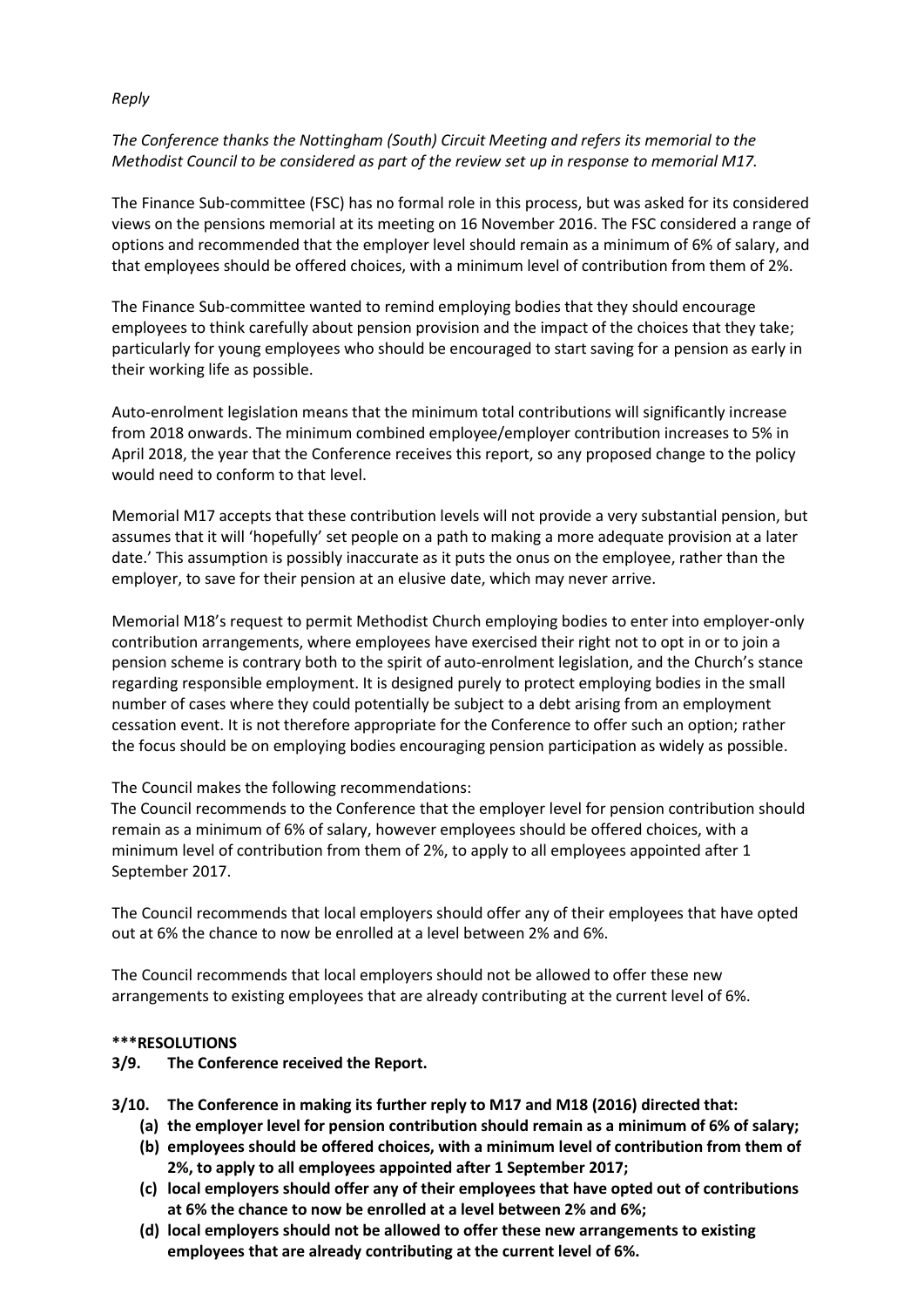*Reply*

*The Conference thanks the Nottingham (South) Circuit Meeting and refers its memorial to the Methodist Council to be considered as part of the review set up in response to memorial M17.*

The Finance Sub-committee (FSC) has no formal role in this process, but was asked for its considered views on the pensions memorial at its meeting on 16 November 2016. The FSC considered a range of options and recommended that the employer level should remain as a minimum of 6% of salary, and that employees should be offered choices, with a minimum level of contribution from them of 2%.

The Finance Sub-committee wanted to remind employing bodies that they should encourage employees to think carefully about pension provision and the impact of the choices that they take; particularly for young employees who should be encouraged to start saving for a pension as early in their working life as possible.

Auto-enrolment legislation means that the minimum total contributions will significantly increase from 2018 onwards. The minimum combined employee/employer contribution increases to 5% in April 2018, the year that the Conference receives this report, so any proposed change to the policy would need to conform to that level.

Memorial M17 accepts that these contribution levels will not provide a very substantial pension, but assumes that it will 'hopefully' set people on a path to making a more adequate provision at a later date.' This assumption is possibly inaccurate as it puts the onus on the employee, rather than the employer, to save for their pension at an elusive date, which may never arrive.

Memorial M18's request to permit Methodist Church employing bodies to enter into employer-only contribution arrangements, where employees have exercised their right not to opt in or to join a pension scheme is contrary both to the spirit of auto-enrolment legislation, and the Church's stance regarding responsible employment. It is designed purely to protect employing bodies in the small number of cases where they could potentially be subject to a debt arising from an employment cessation event. It is not therefore appropriate for the Conference to offer such an option; rather the focus should be on employing bodies encouraging pension participation as widely as possible.

The Council makes the following recommendations:

The Council recommends to the Conference that the employer level for pension contribution should remain as a minimum of 6% of salary, however employees should be offered choices, with a minimum level of contribution from them of 2%, to apply to all employees appointed after 1 September 2017.

The Council recommends that local employers should offer any of their employees that have opted out at 6% the chance to now be enrolled at a level between 2% and 6%.

The Council recommends that local employers should not be allowed to offer these new arrangements to existing employees that are already contributing at the current level of 6%.

**\*\*\*RESOLUTIONS**

**3/9. The Conference received the Report.**

**3/10. The Conference in making its further reply to M17 and M18 (2016) directed that:**

- **(a) the employer level for pension contribution should remain as a minimum of 6% of salary;**
- **(b) employees should be offered choices, with a minimum level of contribution from them of 2%, to apply to all employees appointed after 1 September 2017;**
- **(c) local employers should offer any of their employees that have opted out of contributions at 6% the chance to now be enrolled at a level between 2% and 6%;**
- **(d) local employers should not be allowed to offer these new arrangements to existing employees that are already contributing at the current level of 6%.**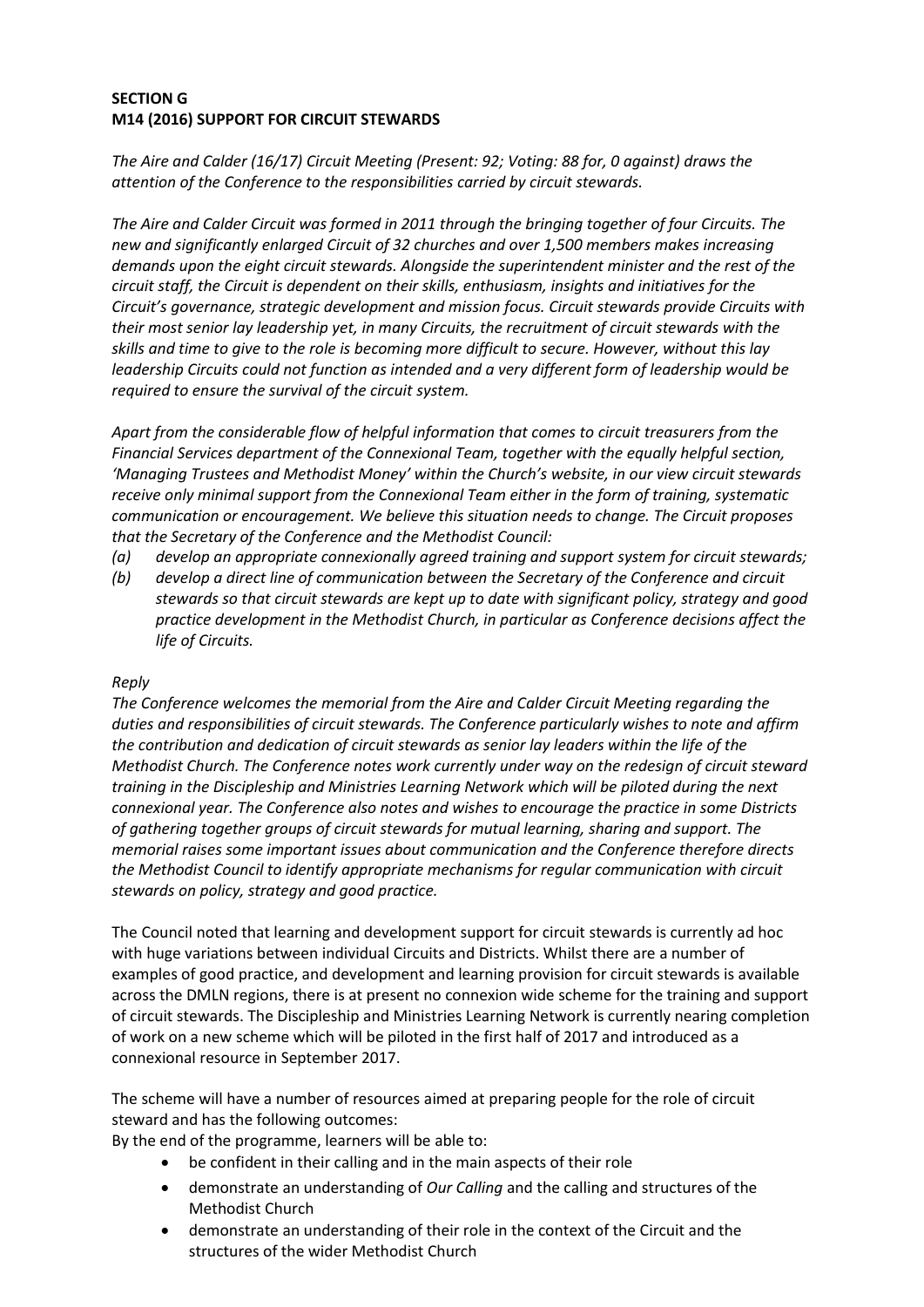**SECTION G**
**M14 (2016) SUPPORT FOR CIRCUIT STEWARDS**

*The Aire and Calder (16/17) Circuit Meeting (Present: 92; Voting: 88 for, 0 against) draws the attention of the Conference to the responsibilities carried by circuit stewards.*

*The Aire and Calder Circuit was formed in 2011 through the bringing together of four Circuits. The new and significantly enlarged Circuit of 32 churches and over 1,500 members makes increasing demands upon the eight circuit stewards. Alongside the superintendent minister and the rest of the circuit staff, the Circuit is dependent on their skills, enthusiasm, insights and initiatives for the Circuit's governance, strategic development and mission focus. Circuit stewards provide Circuits with their most senior lay leadership yet, in many Circuits, the recruitment of circuit stewards with the skills and time to give to the role is becoming more difficult to secure. However, without this lay leadership Circuits could not function as intended and a very different form of leadership would be required to ensure the survival of the circuit system.*

*Apart from the considerable flow of helpful information that comes to circuit treasurers from the Financial Services department of the Connexional Team, together with the equally helpful section, 'Managing Trustees and Methodist Money' within the Church's website, in our view circuit stewards receive only minimal support from the Connexional Team either in the form of training, systematic communication or encouragement. We believe this situation needs to change. The Circuit proposes that the Secretary of the Conference and the Methodist Council:*

- *(a) develop an appropriate connexionally agreed training and support system for circuit stewards;*
- *(b) develop a direct line of communication between the Secretary of the Conference and circuit stewards so that circuit stewards are kept up to date with significant policy, strategy and good practice development in the Methodist Church, in particular as Conference decisions affect the life of Circuits.*

*Reply*
*The Conference welcomes the memorial from the Aire and Calder Circuit Meeting regarding the duties and responsibilities of circuit stewards. The Conference particularly wishes to note and affirm the contribution and dedication of circuit stewards as senior lay leaders within the life of the Methodist Church. The Conference notes work currently under way on the redesign of circuit steward training in the Discipleship and Ministries Learning Network which will be piloted during the next connexional year. The Conference also notes and wishes to encourage the practice in some Districts of gathering together groups of circuit stewards for mutual learning, sharing and support. The memorial raises some important issues about communication and the Conference therefore directs the Methodist Council to identify appropriate mechanisms for regular communication with circuit stewards on policy, strategy and good practice.*

The Council noted that learning and development support for circuit stewards is currently ad hoc with huge variations between individual Circuits and Districts. Whilst there are a number of examples of good practice, and development and learning provision for circuit stewards is available across the DMLN regions, there is at present no connexion wide scheme for the training and support of circuit stewards. The Discipleship and Ministries Learning Network is currently nearing completion of work on a new scheme which will be piloted in the first half of 2017 and introduced as a connexional resource in September 2017.

The scheme will have a number of resources aimed at preparing people for the role of circuit steward and has the following outcomes:
By the end of the programme, learners will be able to:

- be confident in their calling and in the main aspects of their role
- demonstrate an understanding of *Our Calling* and the calling and structures of the Methodist Church
- demonstrate an understanding of their role in the context of the Circuit and the structures of the wider Methodist Church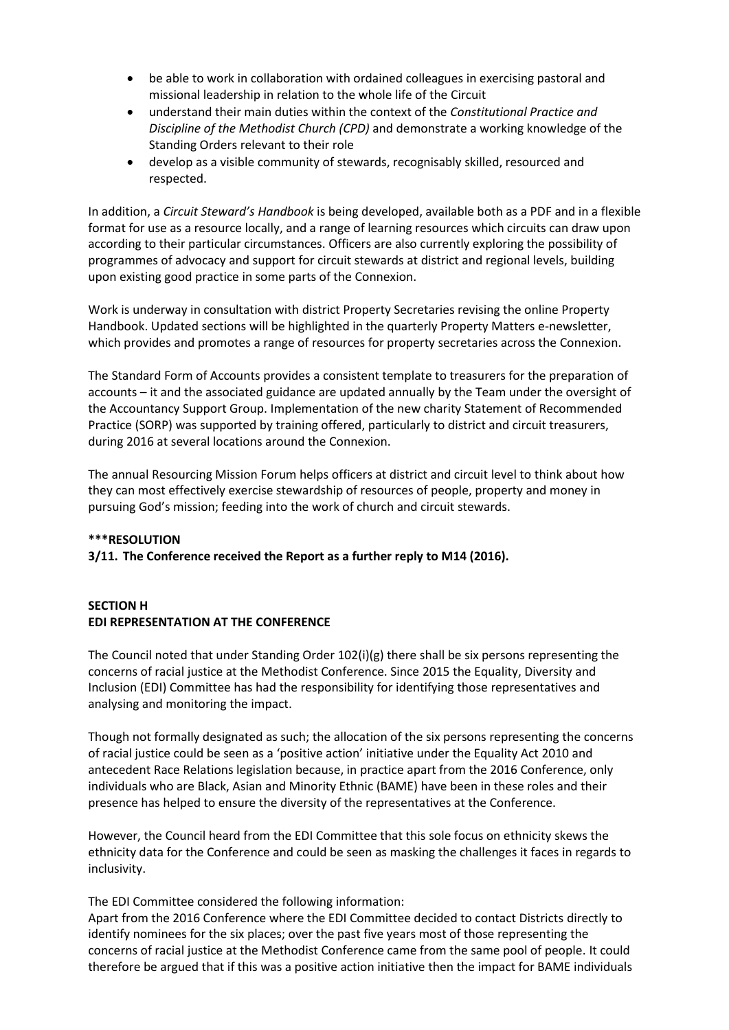- be able to work in collaboration with ordained colleagues in exercising pastoral and missional leadership in relation to the whole life of the Circuit
- understand their main duties within the context of the *Constitutional Practice and Discipline of the Methodist Church (CPD)* and demonstrate a working knowledge of the Standing Orders relevant to their role
- develop as a visible community of stewards, recognisably skilled, resourced and respected.

In addition, a *Circuit Steward's Handbook* is being developed, available both as a PDF and in a flexible format for use as a resource locally, and a range of learning resources which circuits can draw upon according to their particular circumstances. Officers are also currently exploring the possibility of programmes of advocacy and support for circuit stewards at district and regional levels, building upon existing good practice in some parts of the Connexion.

Work is underway in consultation with district Property Secretaries revising the online Property Handbook. Updated sections will be highlighted in the quarterly Property Matters e-newsletter, which provides and promotes a range of resources for property secretaries across the Connexion.

The Standard Form of Accounts provides a consistent template to treasurers for the preparation of accounts – it and the associated guidance are updated annually by the Team under the oversight of the Accountancy Support Group. Implementation of the new charity Statement of Recommended Practice (SORP) was supported by training offered, particularly to district and circuit treasurers, during 2016 at several locations around the Connexion.

The annual Resourcing Mission Forum helps officers at district and circuit level to think about how they can most effectively exercise stewardship of resources of people, property and money in pursuing God's mission; feeding into the work of church and circuit stewards.

**\*\*\*RESOLUTION**

**3/11. The Conference received the Report as a further reply to M14 (2016).**

## SECTION H
## EDI REPRESENTATION AT THE CONFERENCE

The Council noted that under Standing Order 102(i)(g) there shall be six persons representing the concerns of racial justice at the Methodist Conference. Since 2015 the Equality, Diversity and Inclusion (EDI) Committee has had the responsibility for identifying those representatives and analysing and monitoring the impact.

Though not formally designated as such; the allocation of the six persons representing the concerns of racial justice could be seen as a 'positive action' initiative under the Equality Act 2010 and antecedent Race Relations legislation because, in practice apart from the 2016 Conference, only individuals who are Black, Asian and Minority Ethnic (BAME) have been in these roles and their presence has helped to ensure the diversity of the representatives at the Conference.

However, the Council heard from the EDI Committee that this sole focus on ethnicity skews the ethnicity data for the Conference and could be seen as masking the challenges it faces in regards to inclusivity.

The EDI Committee considered the following information:
Apart from the 2016 Conference where the EDI Committee decided to contact Districts directly to identify nominees for the six places; over the past five years most of those representing the concerns of racial justice at the Methodist Conference came from the same pool of people. It could therefore be argued that if this was a positive action initiative then the impact for BAME individuals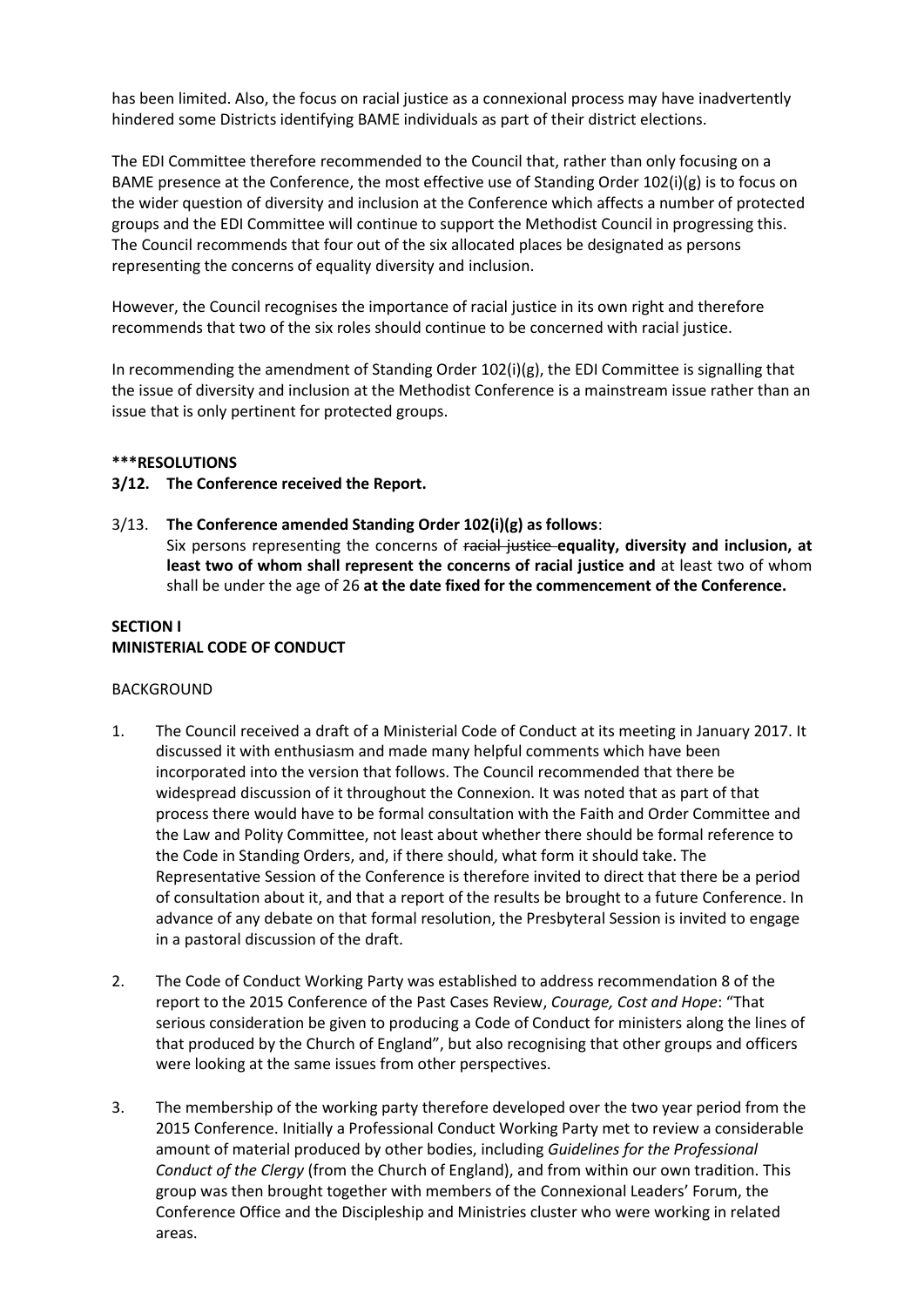has been limited. Also, the focus on racial justice as a connexional process may have inadvertently hindered some Districts identifying BAME individuals as part of their district elections.

The EDI Committee therefore recommended to the Council that, rather than only focusing on a BAME presence at the Conference, the most effective use of Standing Order 102(i)(g) is to focus on the wider question of diversity and inclusion at the Conference which affects a number of protected groups and the EDI Committee will continue to support the Methodist Council in progressing this. The Council recommends that four out of the six allocated places be designated as persons representing the concerns of equality diversity and inclusion.

However, the Council recognises the importance of racial justice in its own right and therefore recommends that two of the six roles should continue to be concerned with racial justice.

In recommending the amendment of Standing Order 102(i)(g), the EDI Committee is signalling that the issue of diversity and inclusion at the Methodist Conference is a mainstream issue rather than an issue that is only pertinent for protected groups.

**\*\*\*RESOLUTIONS**

**3/12. The Conference received the Report.**

3/13. **The Conference amended Standing Order 102(i)(g) as follows**:
Six persons representing the concerns of ~~racial justice~~ **equality, diversity and inclusion, at least two of whom shall represent the concerns of racial justice and** at least two of whom shall be under the age of 26 **at the date fixed for the commencement of the Conference.**

## SECTION I
## MINISTERIAL CODE OF CONDUCT

BACKGROUND

1. The Council received a draft of a Ministerial Code of Conduct at its meeting in January 2017. It discussed it with enthusiasm and made many helpful comments which have been incorporated into the version that follows. The Council recommended that there be widespread discussion of it throughout the Connexion. It was noted that as part of that process there would have to be formal consultation with the Faith and Order Committee and the Law and Polity Committee, not least about whether there should be formal reference to the Code in Standing Orders, and, if there should, what form it should take. The Representative Session of the Conference is therefore invited to direct that there be a period of consultation about it, and that a report of the results be brought to a future Conference. In advance of any debate on that formal resolution, the Presbyteral Session is invited to engage in a pastoral discussion of the draft.

2. The Code of Conduct Working Party was established to address recommendation 8 of the report to the 2015 Conference of the Past Cases Review, *Courage, Cost and Hope*: "That serious consideration be given to producing a Code of Conduct for ministers along the lines of that produced by the Church of England", but also recognising that other groups and officers were looking at the same issues from other perspectives.

3. The membership of the working party therefore developed over the two year period from the 2015 Conference. Initially a Professional Conduct Working Party met to review a considerable amount of material produced by other bodies, including *Guidelines for the Professional Conduct of the Clergy* (from the Church of England), and from within our own tradition. This group was then brought together with members of the Connexional Leaders' Forum, the Conference Office and the Discipleship and Ministries cluster who were working in related areas.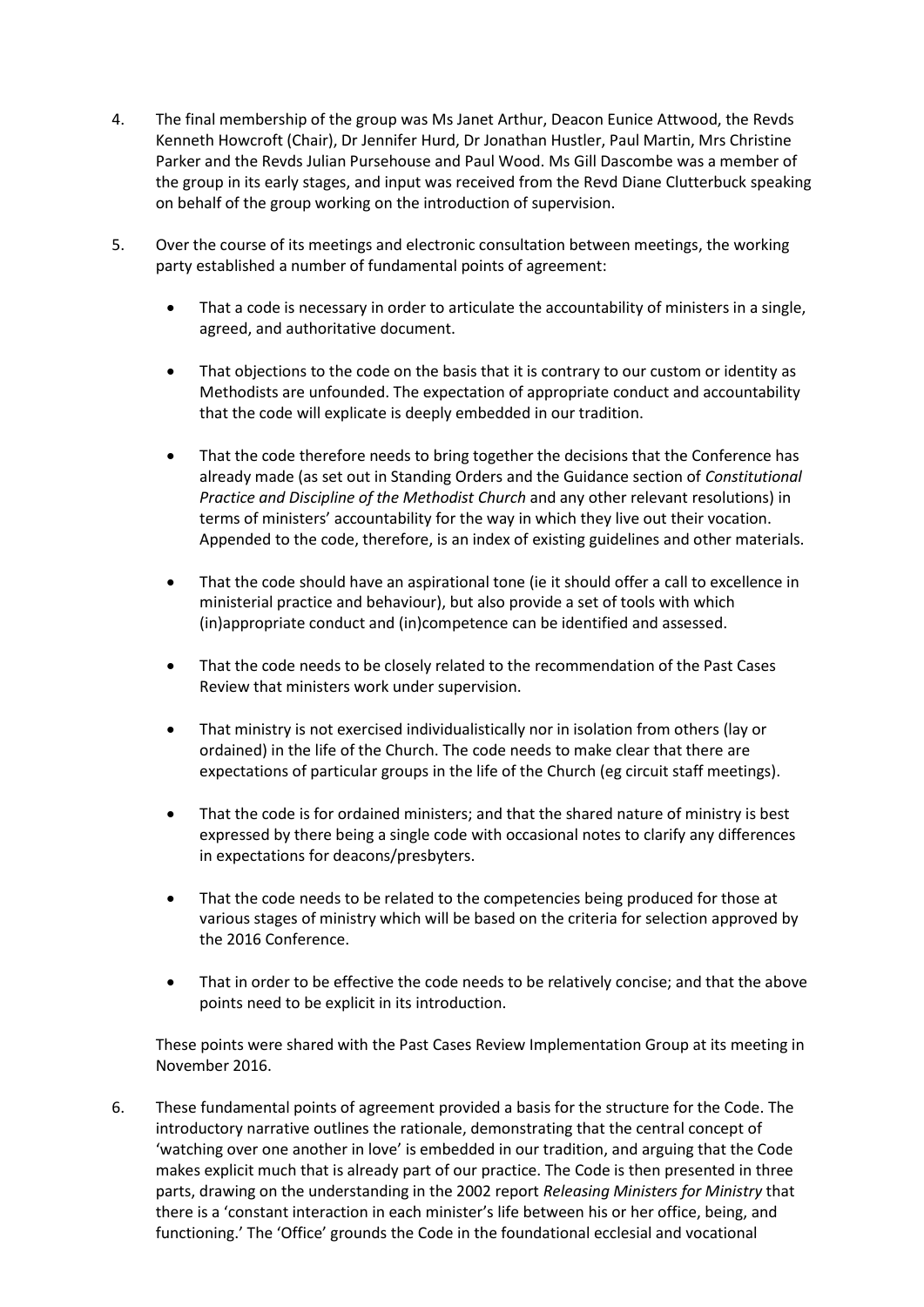4. The final membership of the group was Ms Janet Arthur, Deacon Eunice Attwood, the Revds Kenneth Howcroft (Chair), Dr Jennifer Hurd, Dr Jonathan Hustler, Paul Martin, Mrs Christine Parker and the Revds Julian Pursehouse and Paul Wood. Ms Gill Dascombe was a member of the group in its early stages, and input was received from the Revd Diane Clutterbuck speaking on behalf of the group working on the introduction of supervision.

5. Over the course of its meetings and electronic consultation between meetings, the working party established a number of fundamental points of agreement:

   - That a code is necessary in order to articulate the accountability of ministers in a single, agreed, and authoritative document.
   - That objections to the code on the basis that it is contrary to our custom or identity as Methodists are unfounded. The expectation of appropriate conduct and accountability that the code will explicate is deeply embedded in our tradition.
   - That the code therefore needs to bring together the decisions that the Conference has already made (as set out in Standing Orders and the Guidance section of *Constitutional Practice and Discipline of the Methodist Church* and any other relevant resolutions) in terms of ministers' accountability for the way in which they live out their vocation. Appended to the code, therefore, is an index of existing guidelines and other materials.
   - That the code should have an aspirational tone (ie it should offer a call to excellence in ministerial practice and behaviour), but also provide a set of tools with which (in)appropriate conduct and (in)competence can be identified and assessed.
   - That the code needs to be closely related to the recommendation of the Past Cases Review that ministers work under supervision.
   - That ministry is not exercised individualistically nor in isolation from others (lay or ordained) in the life of the Church. The code needs to make clear that there are expectations of particular groups in the life of the Church (eg circuit staff meetings).
   - That the code is for ordained ministers; and that the shared nature of ministry is best expressed by there being a single code with occasional notes to clarify any differences in expectations for deacons/presbyters.
   - That the code needs to be related to the competencies being produced for those at various stages of ministry which will be based on the criteria for selection approved by the 2016 Conference.
   - That in order to be effective the code needs to be relatively concise; and that the above points need to be explicit in its introduction.

   These points were shared with the Past Cases Review Implementation Group at its meeting in November 2016.

6. These fundamental points of agreement provided a basis for the structure for the Code. The introductory narrative outlines the rationale, demonstrating that the central concept of 'watching over one another in love' is embedded in our tradition, and arguing that the Code makes explicit much that is already part of our practice. The Code is then presented in three parts, drawing on the understanding in the 2002 report *Releasing Ministers for Ministry* that there is a 'constant interaction in each minister's life between his or her office, being, and functioning.' The 'Office' grounds the Code in the foundational ecclesial and vocational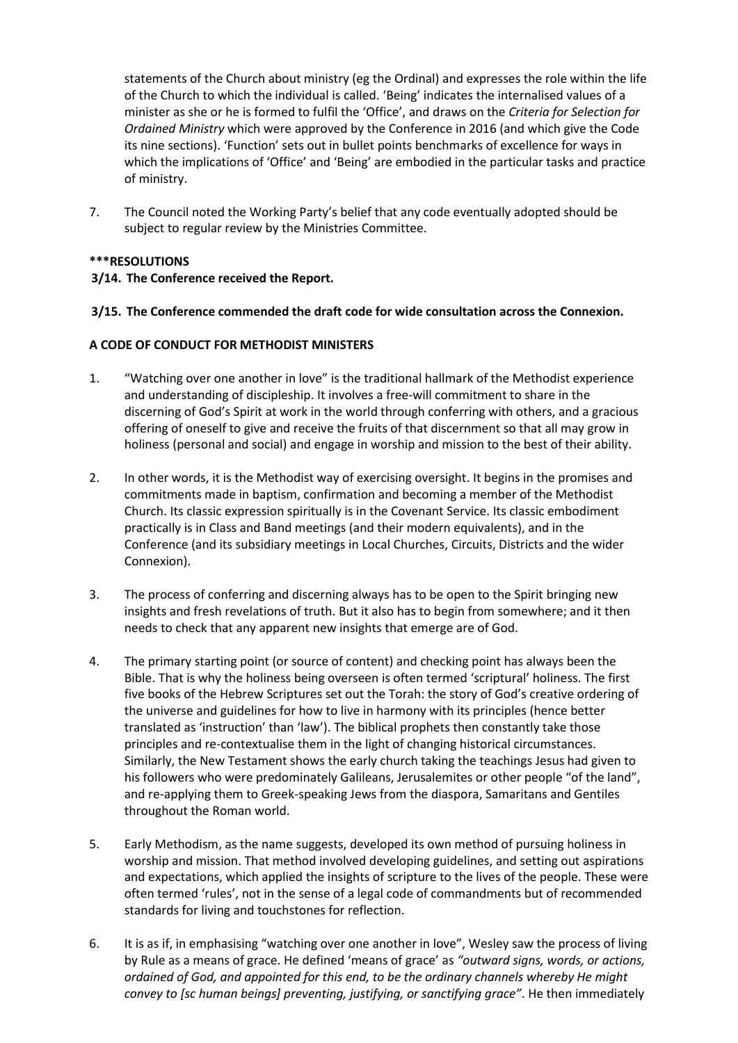statements of the Church about ministry (eg the Ordinal) and expresses the role within the life of the Church to which the individual is called. 'Being' indicates the internalised values of a minister as she or he is formed to fulfil the 'Office', and draws on the *Criteria for Selection for Ordained Ministry* which were approved by the Conference in 2016 (and which give the Code its nine sections). 'Function' sets out in bullet points benchmarks of excellence for ways in which the implications of 'Office' and 'Being' are embodied in the particular tasks and practice of ministry.

7. The Council noted the Working Party's belief that any code eventually adopted should be subject to regular review by the Ministries Committee.

**\*\*\*RESOLUTIONS**

**3/14. The Conference received the Report.**

**3/15. The Conference commended the draft code for wide consultation across the Connexion.**

**A CODE OF CONDUCT FOR METHODIST MINISTERS**

1. "Watching over one another in love" is the traditional hallmark of the Methodist experience and understanding of discipleship. It involves a free-will commitment to share in the discerning of God's Spirit at work in the world through conferring with others, and a gracious offering of oneself to give and receive the fruits of that discernment so that all may grow in holiness (personal and social) and engage in worship and mission to the best of their ability.

2. In other words, it is the Methodist way of exercising oversight. It begins in the promises and commitments made in baptism, confirmation and becoming a member of the Methodist Church. Its classic expression spiritually is in the Covenant Service. Its classic embodiment practically is in Class and Band meetings (and their modern equivalents), and in the Conference (and its subsidiary meetings in Local Churches, Circuits, Districts and the wider Connexion).

3. The process of conferring and discerning always has to be open to the Spirit bringing new insights and fresh revelations of truth. But it also has to begin from somewhere; and it then needs to check that any apparent new insights that emerge are of God.

4. The primary starting point (or source of content) and checking point has always been the Bible. That is why the holiness being overseen is often termed 'scriptural' holiness. The first five books of the Hebrew Scriptures set out the Torah: the story of God's creative ordering of the universe and guidelines for how to live in harmony with its principles (hence better translated as 'instruction' than 'law'). The biblical prophets then constantly take those principles and re-contextualise them in the light of changing historical circumstances. Similarly, the New Testament shows the early church taking the teachings Jesus had given to his followers who were predominately Galileans, Jerusalemites or other people "of the land", and re-applying them to Greek-speaking Jews from the diaspora, Samaritans and Gentiles throughout the Roman world.

5. Early Methodism, as the name suggests, developed its own method of pursuing holiness in worship and mission. That method involved developing guidelines, and setting out aspirations and expectations, which applied the insights of scripture to the lives of the people. These were often termed 'rules', not in the sense of a legal code of commandments but of recommended standards for living and touchstones for reflection.

6. It is as if, in emphasising "watching over one another in love", Wesley saw the process of living by Rule as a means of grace. He defined 'means of grace' as *"outward signs, words, or actions, ordained of God, and appointed for this end, to be the ordinary channels whereby He might convey to [sc human beings] preventing, justifying, or sanctifying grace"*. He then immediately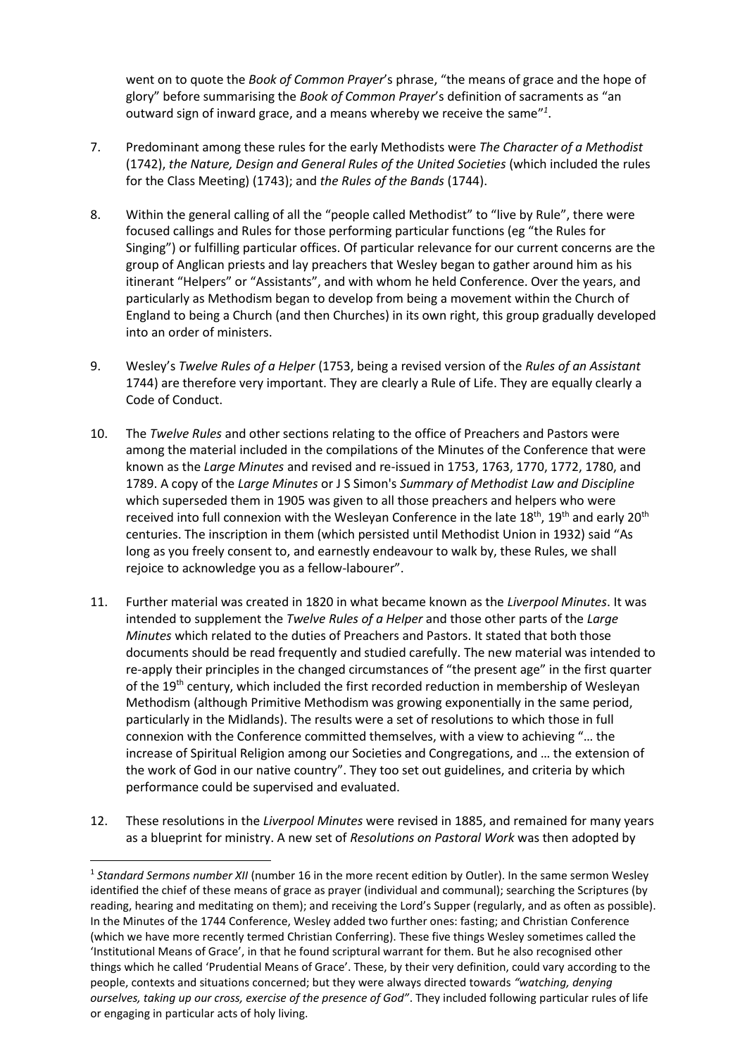went on to quote the *Book of Common Prayer*'s phrase, "the means of grace and the hope of glory" before summarising the *Book of Common Prayer*'s definition of sacraments as "an outward sign of inward grace, and a means whereby we receive the same"[1].

7. Predominant among these rules for the early Methodists were *The Character of a Methodist* (1742), *the Nature, Design and General Rules of the United Societies* (which included the rules for the Class Meeting) (1743); and *the Rules of the Bands* (1744).

8. Within the general calling of all the "people called Methodist" to "live by Rule", there were focused callings and Rules for those performing particular functions (eg "the Rules for Singing") or fulfilling particular offices. Of particular relevance for our current concerns are the group of Anglican priests and lay preachers that Wesley began to gather around him as his itinerant "Helpers" or "Assistants", and with whom he held Conference. Over the years, and particularly as Methodism began to develop from being a movement within the Church of England to being a Church (and then Churches) in its own right, this group gradually developed into an order of ministers.

9. Wesley's *Twelve Rules of a Helper* (1753, being a revised version of the *Rules of an Assistant* 1744) are therefore very important. They are clearly a Rule of Life. They are equally clearly a Code of Conduct.

10. The *Twelve Rules* and other sections relating to the office of Preachers and Pastors were among the material included in the compilations of the Minutes of the Conference that were known as the *Large Minutes* and revised and re-issued in 1753, 1763, 1770, 1772, 1780, and 1789. A copy of the *Large Minutes* or J S Simon's *Summary of Methodist Law and Discipline* which superseded them in 1905 was given to all those preachers and helpers who were received into full connexion with the Wesleyan Conference in the late 18th, 19th and early 20th centuries. The inscription in them (which persisted until Methodist Union in 1932) said "As long as you freely consent to, and earnestly endeavour to walk by, these Rules, we shall rejoice to acknowledge you as a fellow-labourer".

11. Further material was created in 1820 in what became known as the *Liverpool Minutes*. It was intended to supplement the *Twelve Rules of a Helper* and those other parts of the *Large Minutes* which related to the duties of Preachers and Pastors. It stated that both those documents should be read frequently and studied carefully. The new material was intended to re-apply their principles in the changed circumstances of "the present age" in the first quarter of the 19th century, which included the first recorded reduction in membership of Wesleyan Methodism (although Primitive Methodism was growing exponentially in the same period, particularly in the Midlands). The results were a set of resolutions to which those in full connexion with the Conference committed themselves, with a view to achieving "… the increase of Spiritual Religion among our Societies and Congregations, and … the extension of the work of God in our native country". They too set out guidelines, and criteria by which performance could be supervised and evaluated.

12. These resolutions in the *Liverpool Minutes* were revised in 1885, and remained for many years as a blueprint for ministry. A new set of *Resolutions on Pastoral Work* was then adopted by

---

[1] *Standard Sermons number XII* (number 16 in the more recent edition by Outler). In the same sermon Wesley identified the chief of these means of grace as prayer (individual and communal); searching the Scriptures (by reading, hearing and meditating on them); and receiving the Lord's Supper (regularly, and as often as possible). In the Minutes of the 1744 Conference, Wesley added two further ones: fasting; and Christian Conference (which we have more recently termed Christian Conferring). These five things Wesley sometimes called the 'Institutional Means of Grace', in that he found scriptural warrant for them. But he also recognised other things which he called 'Prudential Means of Grace'. These, by their very definition, could vary according to the people, contexts and situations concerned; but they were always directed towards *"watching, denying ourselves, taking up our cross, exercise of the presence of God"*. They included following particular rules of life or engaging in particular acts of holy living.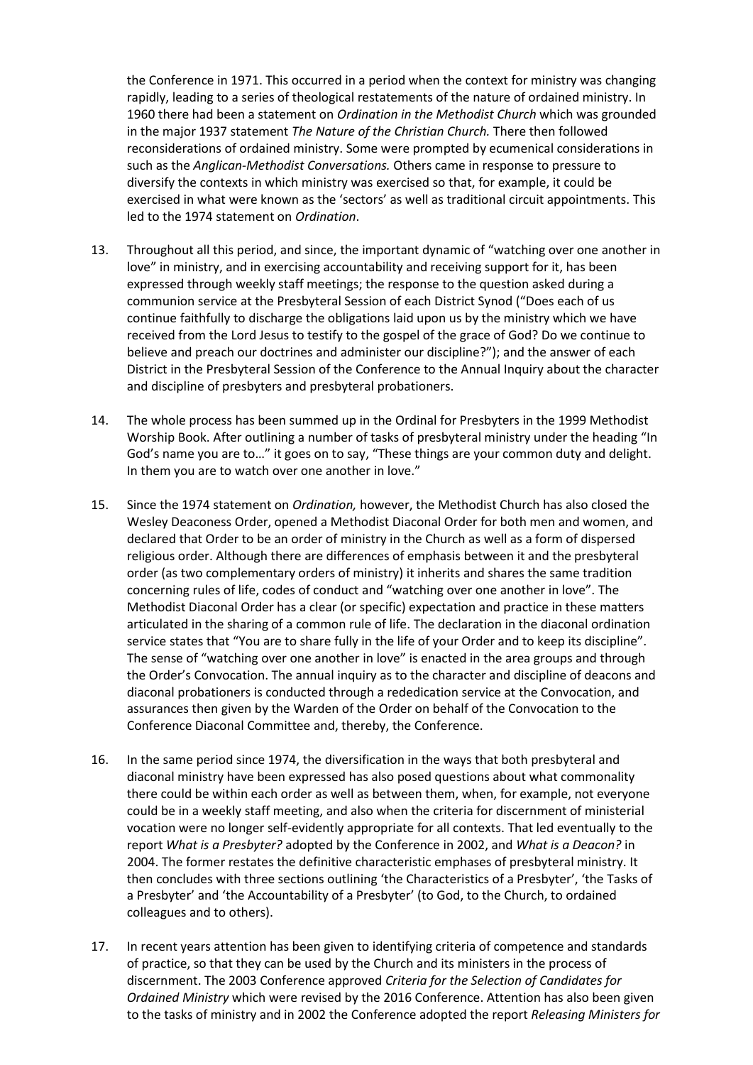the Conference in 1971. This occurred in a period when the context for ministry was changing rapidly, leading to a series of theological restatements of the nature of ordained ministry. In 1960 there had been a statement on *Ordination in the Methodist Church* which was grounded in the major 1937 statement *The Nature of the Christian Church.* There then followed reconsiderations of ordained ministry. Some were prompted by ecumenical considerations in such as the *Anglican-Methodist Conversations.* Others came in response to pressure to diversify the contexts in which ministry was exercised so that, for example, it could be exercised in what were known as the 'sectors' as well as traditional circuit appointments. This led to the 1974 statement on *Ordination*.

13. Throughout all this period, and since, the important dynamic of "watching over one another in love" in ministry, and in exercising accountability and receiving support for it, has been expressed through weekly staff meetings; the response to the question asked during a communion service at the Presbyteral Session of each District Synod ("Does each of us continue faithfully to discharge the obligations laid upon us by the ministry which we have received from the Lord Jesus to testify to the gospel of the grace of God? Do we continue to believe and preach our doctrines and administer our discipline?"); and the answer of each District in the Presbyteral Session of the Conference to the Annual Inquiry about the character and discipline of presbyters and presbyteral probationers.

14. The whole process has been summed up in the Ordinal for Presbyters in the 1999 Methodist Worship Book. After outlining a number of tasks of presbyteral ministry under the heading "In God's name you are to…" it goes on to say, "These things are your common duty and delight. In them you are to watch over one another in love."

15. Since the 1974 statement on *Ordination,* however, the Methodist Church has also closed the Wesley Deaconess Order, opened a Methodist Diaconal Order for both men and women, and declared that Order to be an order of ministry in the Church as well as a form of dispersed religious order. Although there are differences of emphasis between it and the presbyteral order (as two complementary orders of ministry) it inherits and shares the same tradition concerning rules of life, codes of conduct and "watching over one another in love". The Methodist Diaconal Order has a clear (or specific) expectation and practice in these matters articulated in the sharing of a common rule of life. The declaration in the diaconal ordination service states that "You are to share fully in the life of your Order and to keep its discipline". The sense of "watching over one another in love" is enacted in the area groups and through the Order's Convocation. The annual inquiry as to the character and discipline of deacons and diaconal probationers is conducted through a rededication service at the Convocation, and assurances then given by the Warden of the Order on behalf of the Convocation to the Conference Diaconal Committee and, thereby, the Conference.

16. In the same period since 1974, the diversification in the ways that both presbyteral and diaconal ministry have been expressed has also posed questions about what commonality there could be within each order as well as between them, when, for example, not everyone could be in a weekly staff meeting, and also when the criteria for discernment of ministerial vocation were no longer self-evidently appropriate for all contexts. That led eventually to the report *What is a Presbyter?* adopted by the Conference in 2002, and *What is a Deacon?* in 2004. The former restates the definitive characteristic emphases of presbyteral ministry. It then concludes with three sections outlining 'the Characteristics of a Presbyter', 'the Tasks of a Presbyter' and 'the Accountability of a Presbyter' (to God, to the Church, to ordained colleagues and to others).

17. In recent years attention has been given to identifying criteria of competence and standards of practice, so that they can be used by the Church and its ministers in the process of discernment. The 2003 Conference approved *Criteria for the Selection of Candidates for Ordained Ministry* which were revised by the 2016 Conference. Attention has also been given to the tasks of ministry and in 2002 the Conference adopted the report *Releasing Ministers for*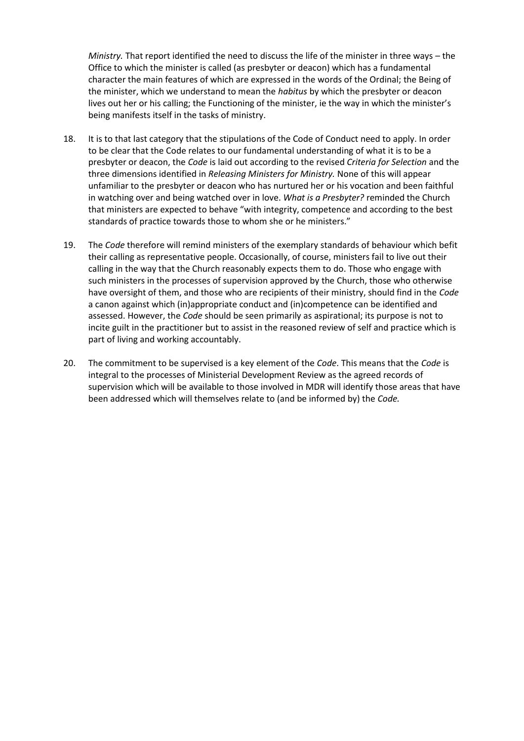*Ministry.* That report identified the need to discuss the life of the minister in three ways – the Office to which the minister is called (as presbyter or deacon) which has a fundamental character the main features of which are expressed in the words of the Ordinal; the Being of the minister, which we understand to mean the *habitus* by which the presbyter or deacon lives out her or his calling; the Functioning of the minister, ie the way in which the minister's being manifests itself in the tasks of ministry.

18. It is to that last category that the stipulations of the Code of Conduct need to apply. In order to be clear that the Code relates to our fundamental understanding of what it is to be a presbyter or deacon, the *Code* is laid out according to the revised *Criteria for Selection* and the three dimensions identified in *Releasing Ministers for Ministry.* None of this will appear unfamiliar to the presbyter or deacon who has nurtured her or his vocation and been faithful in watching over and being watched over in love. *What is a Presbyter?* reminded the Church that ministers are expected to behave "with integrity, competence and according to the best standards of practice towards those to whom she or he ministers."

19. The *Code* therefore will remind ministers of the exemplary standards of behaviour which befit their calling as representative people. Occasionally, of course, ministers fail to live out their calling in the way that the Church reasonably expects them to do. Those who engage with such ministers in the processes of supervision approved by the Church, those who otherwise have oversight of them, and those who are recipients of their ministry, should find in the *Code* a canon against which (in)appropriate conduct and (in)competence can be identified and assessed. However, the *Code* should be seen primarily as aspirational; its purpose is not to incite guilt in the practitioner but to assist in the reasoned review of self and practice which is part of living and working accountably.

20. The commitment to be supervised is a key element of the *Code*. This means that the *Code* is integral to the processes of Ministerial Development Review as the agreed records of supervision which will be available to those involved in MDR will identify those areas that have been addressed which will themselves relate to (and be informed by) the *Code.*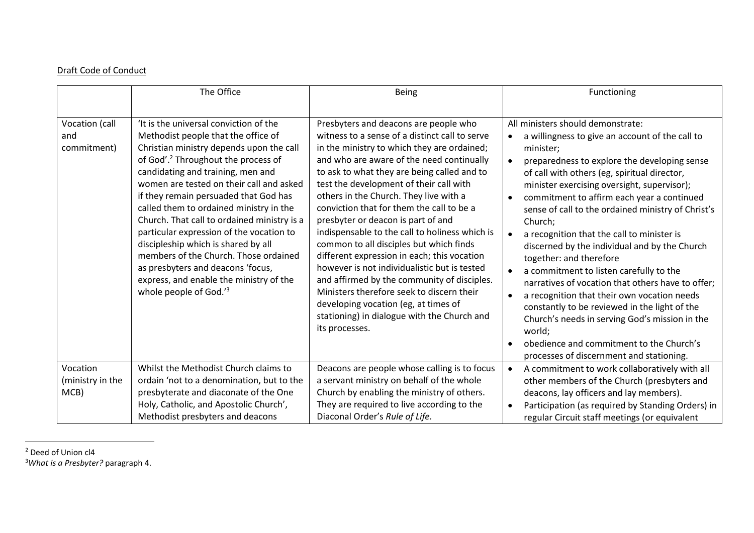Draft Code of Conduct

| | The Office | Being | Functioning |
|---|---|---|---|
| Vocation (call and commitment) | 'It is the universal conviction of the Methodist people that the office of Christian ministry depends upon the call of God'.[2] Throughout the process of candidating and training, men and women are tested on their call and asked if they remain persuaded that God has called them to ordained ministry in the Church. That call to ordained ministry is a particular expression of the vocation to discipleship which is shared by all members of the Church. Those ordained as presbyters and deacons 'focus, express, and enable the ministry of the whole people of God.'[3] | Presbyters and deacons are people who witness to a sense of a distinct call to serve in the ministry to which they are ordained; and who are aware of the need continually to ask to what they are being called and to test the development of their call with others in the Church. They live with a conviction that for them the call to be a presbyter or deacon is part of and indispensable to the call to holiness which is common to all disciples but which finds different expression in each; this vocation however is not individualistic but is tested and affirmed by the community of disciples. Ministers therefore seek to discern their developing vocation (eg, at times of stationing) in dialogue with the Church and its processes. | All ministers should demonstrate:<br>• a willingness to give an account of the call to minister;<br>• preparedness to explore the developing sense of call with others (eg, spiritual director, minister exercising oversight, supervisor);<br>• commitment to affirm each year a continued sense of call to the ordained ministry of Christ's Church;<br>• a recognition that the call to minister is discerned by the individual and by the Church together: and therefore<br>• a commitment to listen carefully to the narratives of vocation that others have to offer;<br>• a recognition that their own vocation needs constantly to be reviewed in the light of the Church's needs in serving God's mission in the world;<br>• obedience and commitment to the Church's processes of discernment and stationing. |
| Vocation (ministry in the MCB) | Whilst the Methodist Church claims to ordain 'not to a denomination, but to the presbyterate and diaconate of the One Holy, Catholic, and Apostolic Church', Methodist presbyters and deacons | Deacons are people whose calling is to focus a servant ministry on behalf of the whole Church by enabling the ministry of others. They are required to live according to the Diaconal Order's *Rule of Life.* | • A commitment to work collaboratively with all other members of the Church (presbyters and deacons, lay officers and lay members).<br>• Participation (as required by Standing Orders) in regular Circuit staff meetings (or equivalent |

[2] Deed of Union cl4

[3] *What is a Presbyter?* paragraph 4.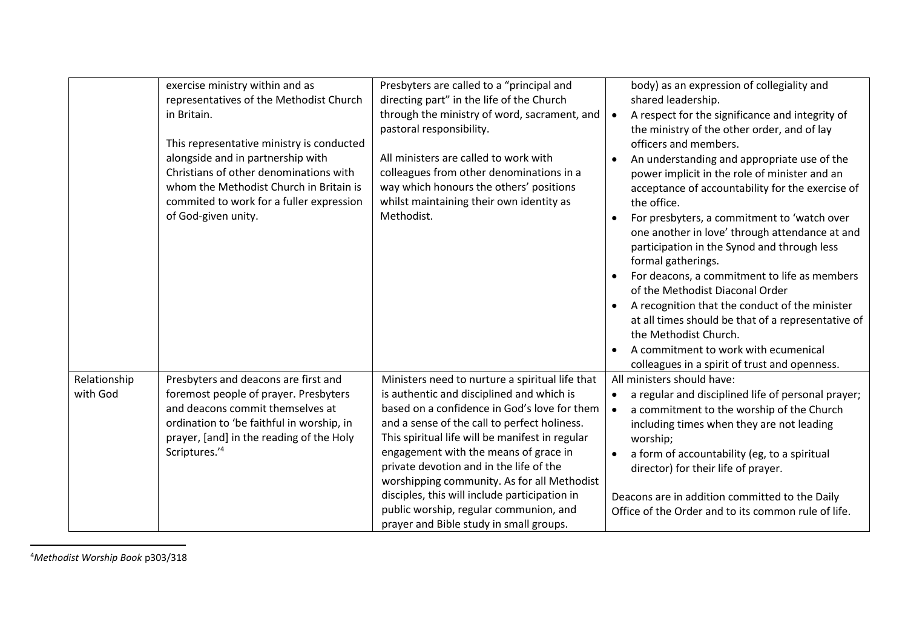| | | | |
|---|---|---|---|
| | exercise ministry within and as representatives of the Methodist Church in Britain.<br><br>This representative ministry is conducted alongside and in partnership with Christians of other denominations with whom the Methodist Church in Britain is commited to work for a fuller expression of God-given unity. | Presbyters are called to a "principal and directing part" in the life of the Church through the ministry of word, sacrament, and pastoral responsibility.<br><br>All ministers are called to work with colleagues from other denominations in a way which honours the others' positions whilst maintaining their own identity as Methodist. | body) as an expression of collegiality and shared leadership.<br>• A respect for the significance and integrity of the ministry of the other order, and of lay officers and members.<br>• An understanding and appropriate use of the power implicit in the role of minister and an acceptance of accountability for the exercise of the office.<br>• For presbyters, a commitment to 'watch over one another in love' through attendance at and participation in the Synod and through less formal gatherings.<br>• For deacons, a commitment to life as members of the Methodist Diaconal Order<br>• A recognition that the conduct of the minister at all times should be that of a representative of the Methodist Church.<br>• A commitment to work with ecumenical colleagues in a spirit of trust and openness. |
| Relationship with God | Presbyters and deacons are first and foremost people of prayer. Presbyters and deacons commit themselves at ordination to 'be faithful in worship, in prayer, [and] in the reading of the Holy Scriptures.'[4] | Ministers need to nurture a spiritual life that is authentic and disciplined and which is based on a confidence in God's love for them and a sense of the call to perfect holiness. This spiritual life will be manifest in regular engagement with the means of grace in private devotion and in the life of the worshipping community. As for all Methodist disciples, this will include participation in public worship, regular communion, and prayer and Bible study in small groups. | All ministers should have:<br>• a regular and disciplined life of personal prayer;<br>• a commitment to the worship of the Church including times when they are not leading worship;<br>• a form of accountability (eg, to a spiritual director) for their life of prayer.<br><br>Deacons are in addition committed to the Daily Office of the Order and to its common rule of life. |

[4] *Methodist Worship Book* p303/318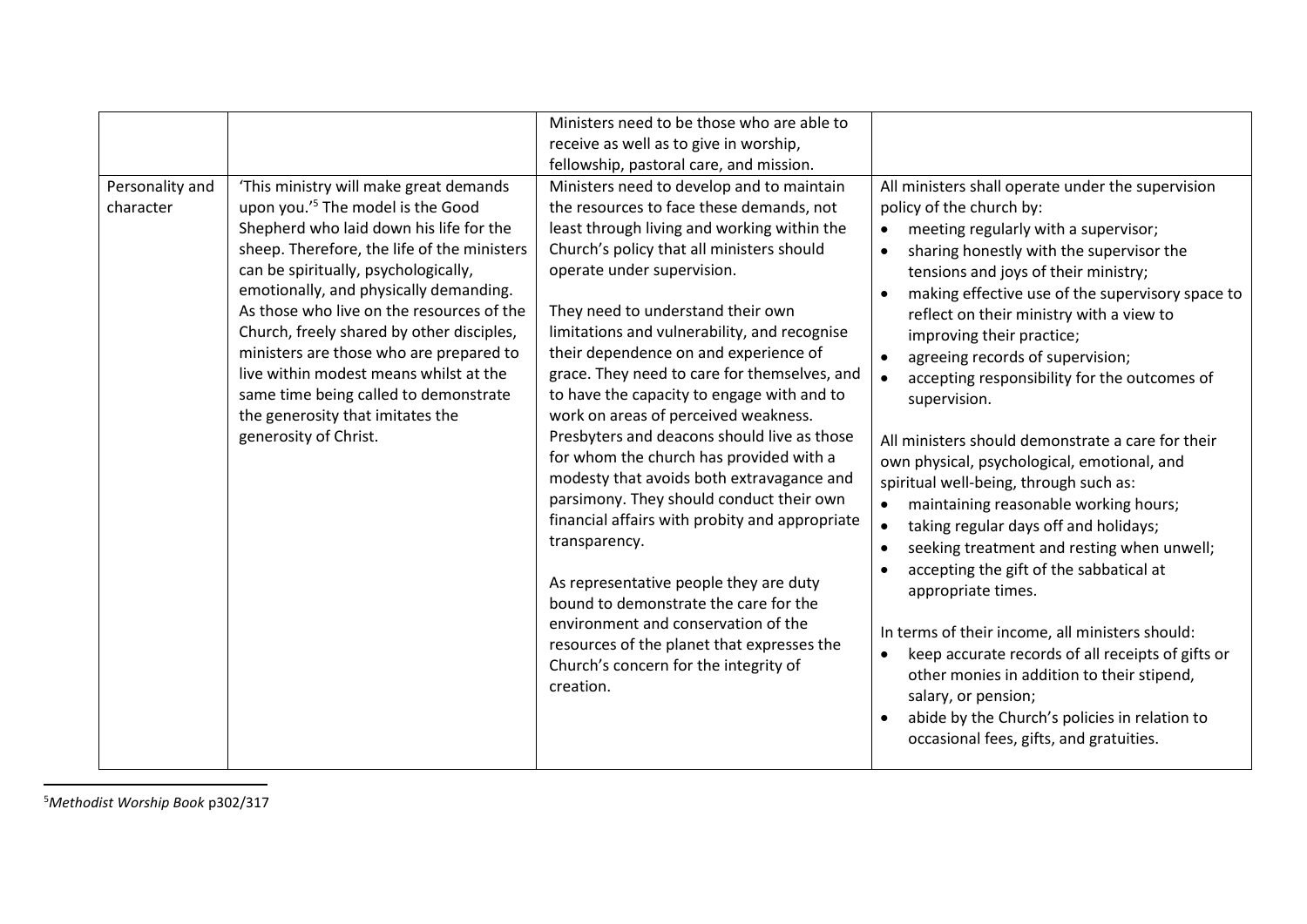| | | | |
|---|---|---|---|
| | | Ministers need to be those who are able to receive as well as to give in worship, fellowship, pastoral care, and mission. | |
| Personality and character | 'This ministry will make great demands upon you.'[5] The model is the Good Shepherd who laid down his life for the sheep. Therefore, the life of the ministers can be spiritually, psychologically, emotionally, and physically demanding. As those who live on the resources of the Church, freely shared by other disciples, ministers are those who are prepared to live within modest means whilst at the same time being called to demonstrate the generosity that imitates the generosity of Christ. | Ministers need to develop and to maintain the resources to face these demands, not least through living and working within the Church's policy that all ministers should operate under supervision.<br><br>They need to understand their own limitations and vulnerability, and recognise their dependence on and experience of grace. They need to care for themselves, and to have the capacity to engage with and to work on areas of perceived weakness. Presbyters and deacons should live as those for whom the church has provided with a modesty that avoids both extravagance and parsimony. They should conduct their own financial affairs with probity and appropriate transparency.<br><br>As representative people they are duty bound to demonstrate the care for the environment and conservation of the resources of the planet that expresses the Church's concern for the integrity of creation. | All ministers shall operate under the supervision policy of the church by:<br>• meeting regularly with a supervisor;<br>• sharing honestly with the supervisor the tensions and joys of their ministry;<br>• making effective use of the supervisory space to reflect on their ministry with a view to improving their practice;<br>• agreeing records of supervision;<br>• accepting responsibility for the outcomes of supervision.<br><br>All ministers should demonstrate a care for their own physical, psychological, emotional, and spiritual well-being, through such as:<br>• maintaining reasonable working hours;<br>• taking regular days off and holidays;<br>• seeking treatment and resting when unwell;<br>• accepting the gift of the sabbatical at appropriate times.<br><br>In terms of their income, all ministers should:<br>• keep accurate records of all receipts of gifts or other monies in addition to their stipend, salary, or pension;<br>• abide by the Church's policies in relation to occasional fees, gifts, and gratuities. |

[5] *Methodist Worship Book* p302/317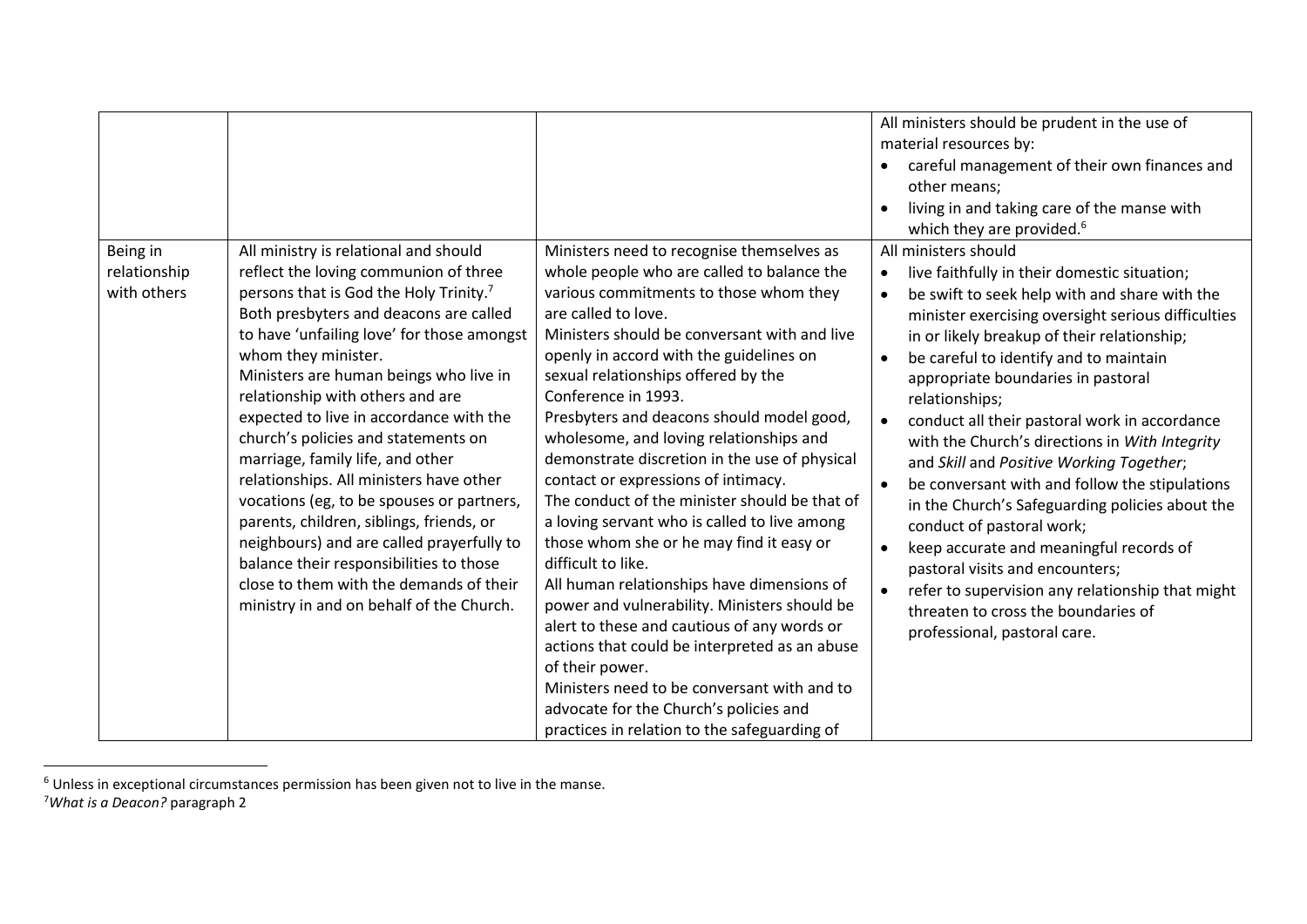| | | | |
|---|---|---|---|
| | | | All ministers should be prudent in the use of material resources by:<br>• careful management of their own finances and other means;<br>• living in and taking care of the manse with which they are provided.[6] |
| Being in relationship with others | All ministry is relational and should reflect the loving communion of three persons that is God the Holy Trinity.[7] Both presbyters and deacons are called to have 'unfailing love' for those amongst whom they minister.<br>Ministers are human beings who live in relationship with others and are expected to live in accordance with the church's policies and statements on marriage, family life, and other relationships. All ministers have other vocations (eg, to be spouses or partners, parents, children, siblings, friends, or neighbours) and are called prayerfully to balance their responsibilities to those close to them with the demands of their ministry in and on behalf of the Church. | Ministers need to recognise themselves as whole people who are called to balance the various commitments to those whom they are called to love.<br>Ministers should be conversant with and live openly in accord with the guidelines on sexual relationships offered by the Conference in 1993.<br>Presbyters and deacons should model good, wholesome, and loving relationships and demonstrate discretion in the use of physical contact or expressions of intimacy.<br>The conduct of the minister should be that of a loving servant who is called to live among those whom she or he may find it easy or difficult to like.<br>All human relationships have dimensions of power and vulnerability. Ministers should be alert to these and cautious of any words or actions that could be interpreted as an abuse of their power.<br>Ministers need to be conversant with and to advocate for the Church's policies and practices in relation to the safeguarding of | All ministers should<br>• live faithfully in their domestic situation;<br>• be swift to seek help with and share with the minister exercising oversight serious difficulties in or likely breakup of their relationship;<br>• be careful to identify and to maintain appropriate boundaries in pastoral relationships;<br>• conduct all their pastoral work in accordance with the Church's directions in *With Integrity* and *Skill* and *Positive Working Together*;<br>• be conversant with and follow the stipulations in the Church's Safeguarding policies about the conduct of pastoral work;<br>• keep accurate and meaningful records of pastoral visits and encounters;<br>• refer to supervision any relationship that might threaten to cross the boundaries of professional, pastoral care. |

[6] Unless in exceptional circumstances permission has been given not to live in the manse.
[7] *What is a Deacon?* paragraph 2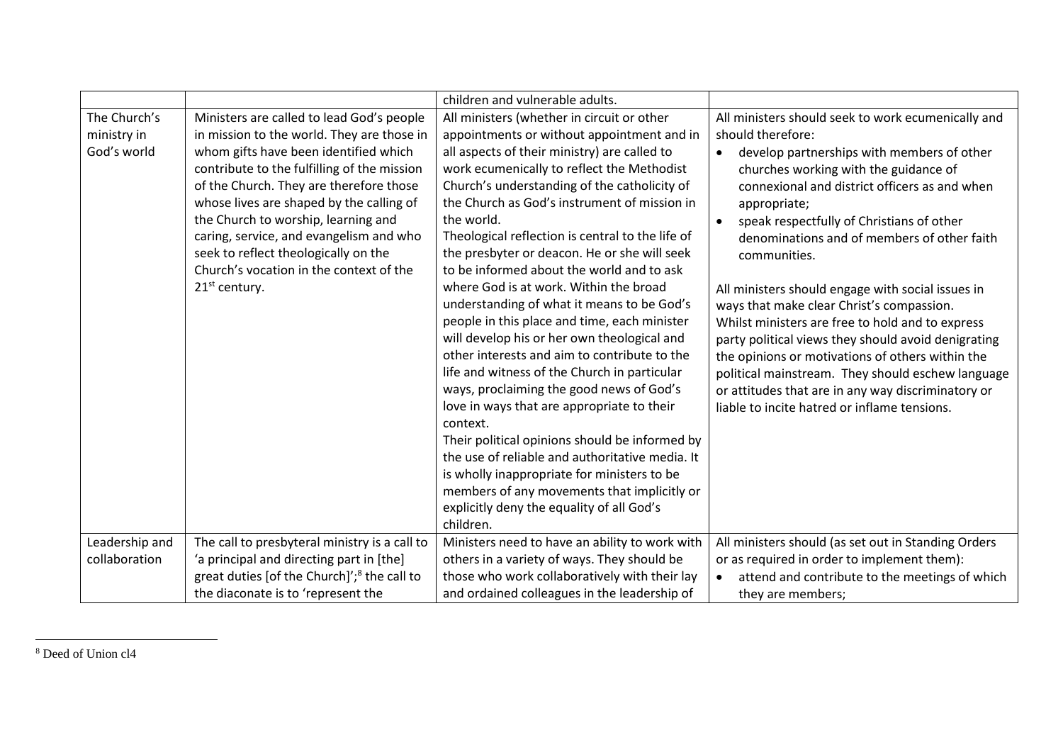| | | | |
|---|---|---|---|
| | | children and vulnerable adults. | |
| The Church's ministry in God's world | Ministers are called to lead God's people in mission to the world. They are those in whom gifts have been identified which contribute to the fulfilling of the mission of the Church. They are therefore those whose lives are shaped by the calling of the Church to worship, learning and caring, service, and evangelism and who seek to reflect theologically on the Church's vocation in the context of the 21st century. | All ministers (whether in circuit or other appointments or without appointment and in all aspects of their ministry) are called to work ecumenically to reflect the Methodist Church's understanding of the catholicity of the Church as God's instrument of mission in the world.<br>Theological reflection is central to the life of the presbyter or deacon. He or she will seek to be informed about the world and to ask where God is at work. Within the broad understanding of what it means to be God's people in this place and time, each minister will develop his or her own theological and other interests and aim to contribute to the life and witness of the Church in particular ways, proclaiming the good news of God's love in ways that are appropriate to their context.<br>Their political opinions should be informed by the use of reliable and authoritative media. It is wholly inappropriate for ministers to be members of any movements that implicitly or explicitly deny the equality of all God's children. | All ministers should seek to work ecumenically and should therefore:<br>• develop partnerships with members of other churches working with the guidance of connexional and district officers as and when appropriate;<br>• speak respectfully of Christians of other denominations and of members of other faith communities.<br><br>All ministers should engage with social issues in ways that make clear Christ's compassion.<br>Whilst ministers are free to hold and to express party political views they should avoid denigrating the opinions or motivations of others within the political mainstream. They should eschew language or attitudes that are in any way discriminatory or liable to incite hatred or inflame tensions. |
| Leadership and collaboration | The call to presbyteral ministry is a call to 'a principal and directing part in [the] great duties [of the Church]';[8] the call to the diaconate is to 'represent the | Ministers need to have an ability to work with others in a variety of ways. They should be those who work collaboratively with their lay and ordained colleagues in the leadership of | All ministers should (as set out in Standing Orders or as required in order to implement them):<br>• attend and contribute to the meetings of which they are members; |

[8] Deed of Union cl4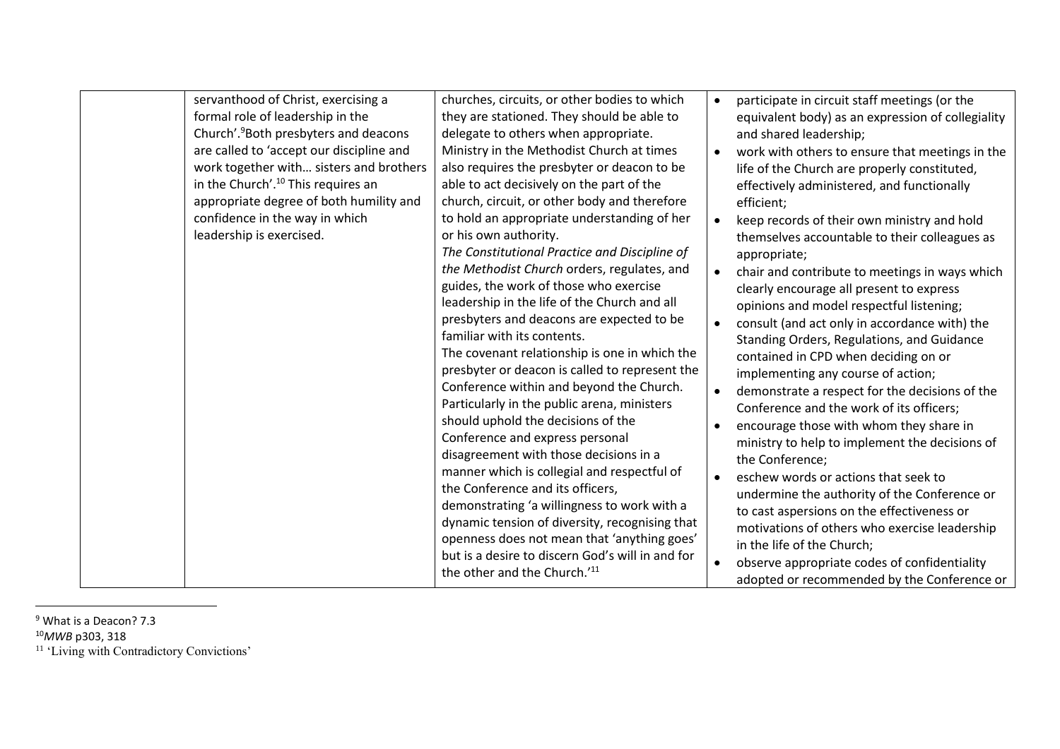| | | | |
|---|---|---|---|
| | servanthood of Christ, exercising a formal role of leadership in the Church'.[9] Both presbyters and deacons are called to 'accept our discipline and work together with… sisters and brothers in the Church'.[10] This requires an appropriate degree of both humility and confidence in the way in which leadership is exercised. | churches, circuits, or other bodies to which they are stationed. They should be able to delegate to others when appropriate.<br>Ministry in the Methodist Church at times also requires the presbyter or deacon to be able to act decisively on the part of the church, circuit, or other body and therefore to hold an appropriate understanding of her or his own authority.<br>*The Constitutional Practice and Discipline of the Methodist Church* orders, regulates, and guides, the work of those who exercise leadership in the life of the Church and all presbyters and deacons are expected to be familiar with its contents.<br>The covenant relationship is one in which the presbyter or deacon is called to represent the Conference within and beyond the Church. Particularly in the public arena, ministers should uphold the decisions of the Conference and express personal disagreement with those decisions in a manner which is collegial and respectful of the Conference and its officers, demonstrating 'a willingness to work with a dynamic tension of diversity, recognising that openness does not mean that 'anything goes' but is a desire to discern God's will in and for the other and the Church.'[11] | • participate in circuit staff meetings (or the equivalent body) as an expression of collegiality and shared leadership;<br>• work with others to ensure that meetings in the life of the Church are properly constituted, effectively administered, and functionally efficient;<br>• keep records of their own ministry and hold themselves accountable to their colleagues as appropriate;<br>• chair and contribute to meetings in ways which clearly encourage all present to express opinions and model respectful listening;<br>• consult (and act only in accordance with) the Standing Orders, Regulations, and Guidance contained in CPD when deciding on or implementing any course of action;<br>• demonstrate a respect for the decisions of the Conference and the work of its officers;<br>• encourage those with whom they share in ministry to help to implement the decisions of the Conference;<br>• eschew words or actions that seek to undermine the authority of the Conference or to cast aspersions on the effectiveness or motivations of others who exercise leadership in the life of the Church;<br>• observe appropriate codes of confidentiality adopted or recommended by the Conference or |

[9] What is a Deacon? 7.3

[10] *MWB* p303, 318

[11] 'Living with Contradictory Convictions'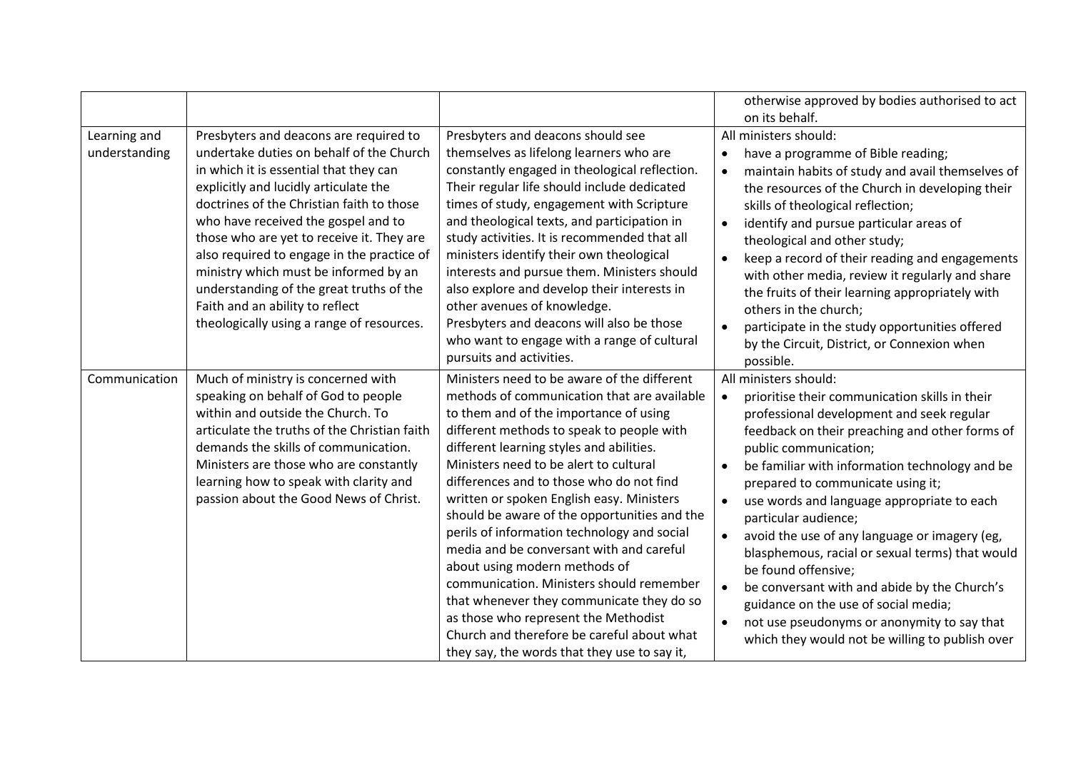| | | | |
|---|---|---|---|
| | | | otherwise approved by bodies authorised to act on its behalf. |
| Learning and understanding | Presbyters and deacons are required to undertake duties on behalf of the Church in which it is essential that they can explicitly and lucidly articulate the doctrines of the Christian faith to those who have received the gospel and to those who are yet to receive it. They are also required to engage in the practice of ministry which must be informed by an understanding of the great truths of the Faith and an ability to reflect theologically using a range of resources. | Presbyters and deacons should see themselves as lifelong learners who are constantly engaged in theological reflection. Their regular life should include dedicated times of study, engagement with Scripture and theological texts, and participation in study activities. It is recommended that all ministers identify their own theological interests and pursue them. Ministers should also explore and develop their interests in other avenues of knowledge.<br>Presbyters and deacons will also be those who want to engage with a range of cultural pursuits and activities. | All ministers should:<br>• have a programme of Bible reading;<br>• maintain habits of study and avail themselves of the resources of the Church in developing their skills of theological reflection;<br>• identify and pursue particular areas of theological and other study;<br>• keep a record of their reading and engagements with other media, review it regularly and share the fruits of their learning appropriately with others in the church;<br>• participate in the study opportunities offered by the Circuit, District, or Connexion when possible. |
| Communication | Much of ministry is concerned with speaking on behalf of God to people within and outside the Church. To articulate the truths of the Christian faith demands the skills of communication. Ministers are those who are constantly learning how to speak with clarity and passion about the Good News of Christ. | Ministers need to be aware of the different methods of communication that are available to them and of the importance of using different methods to speak to people with different learning styles and abilities. Ministers need to be alert to cultural differences and to those who do not find written or spoken English easy. Ministers should be aware of the opportunities and the perils of information technology and social media and be conversant with and careful about using modern methods of communication. Ministers should remember that whenever they communicate they do so as those who represent the Methodist Church and therefore be careful about what they say, the words that they use to say it, | All ministers should:<br>• prioritise their communication skills in their professional development and seek regular feedback on their preaching and other forms of public communication;<br>• be familiar with information technology and be prepared to communicate using it;<br>• use words and language appropriate to each particular audience;<br>• avoid the use of any language or imagery (eg, blasphemous, racial or sexual terms) that would be found offensive;<br>• be conversant with and abide by the Church's guidance on the use of social media;<br>• not use pseudonyms or anonymity to say that which they would not be willing to publish over |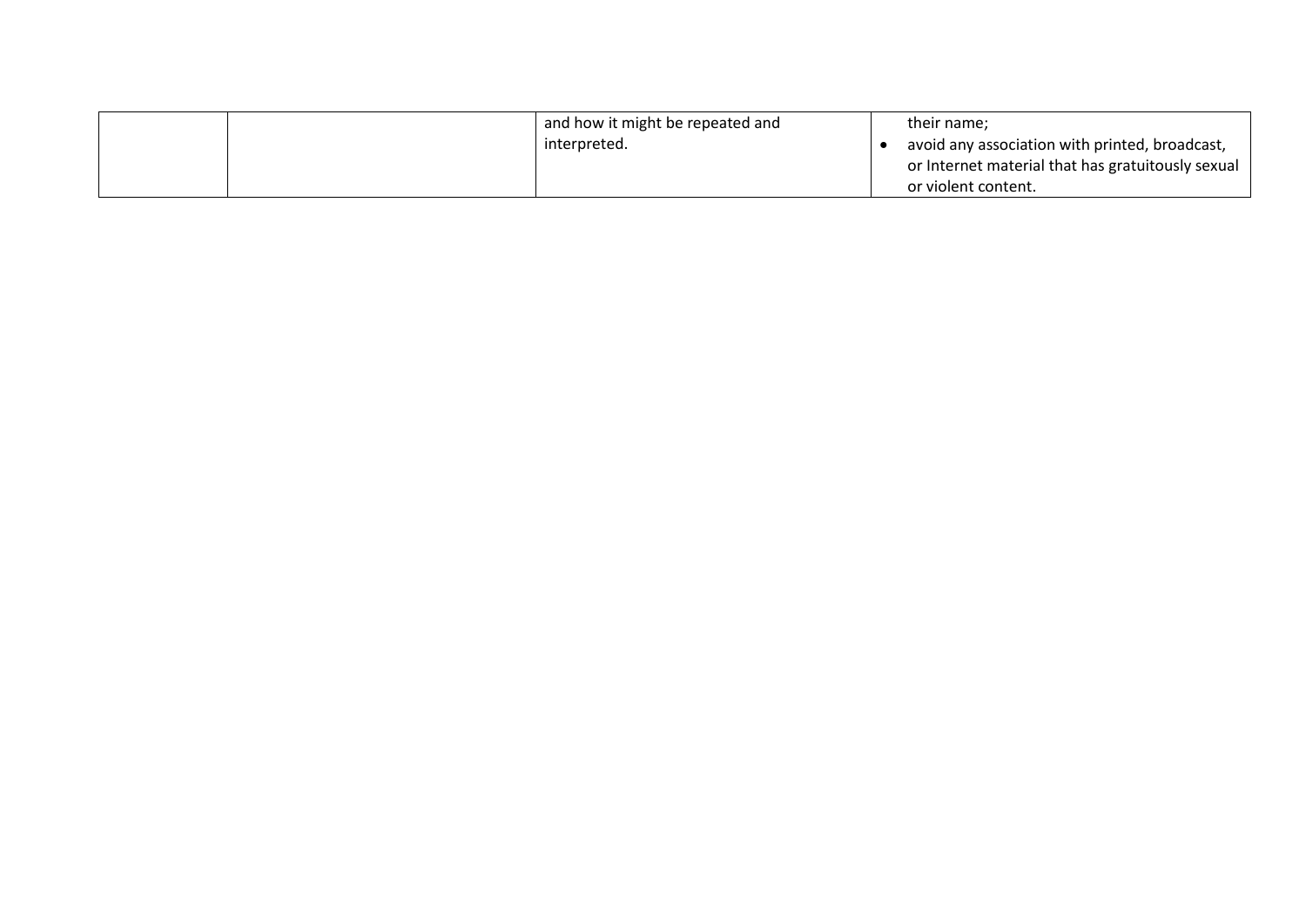| | | | |
|---|---|---|---|
| | | and how it might be repeated and interpreted. | their name;<br>• avoid any association with printed, broadcast, or Internet material that has gratuitously sexual or violent content. |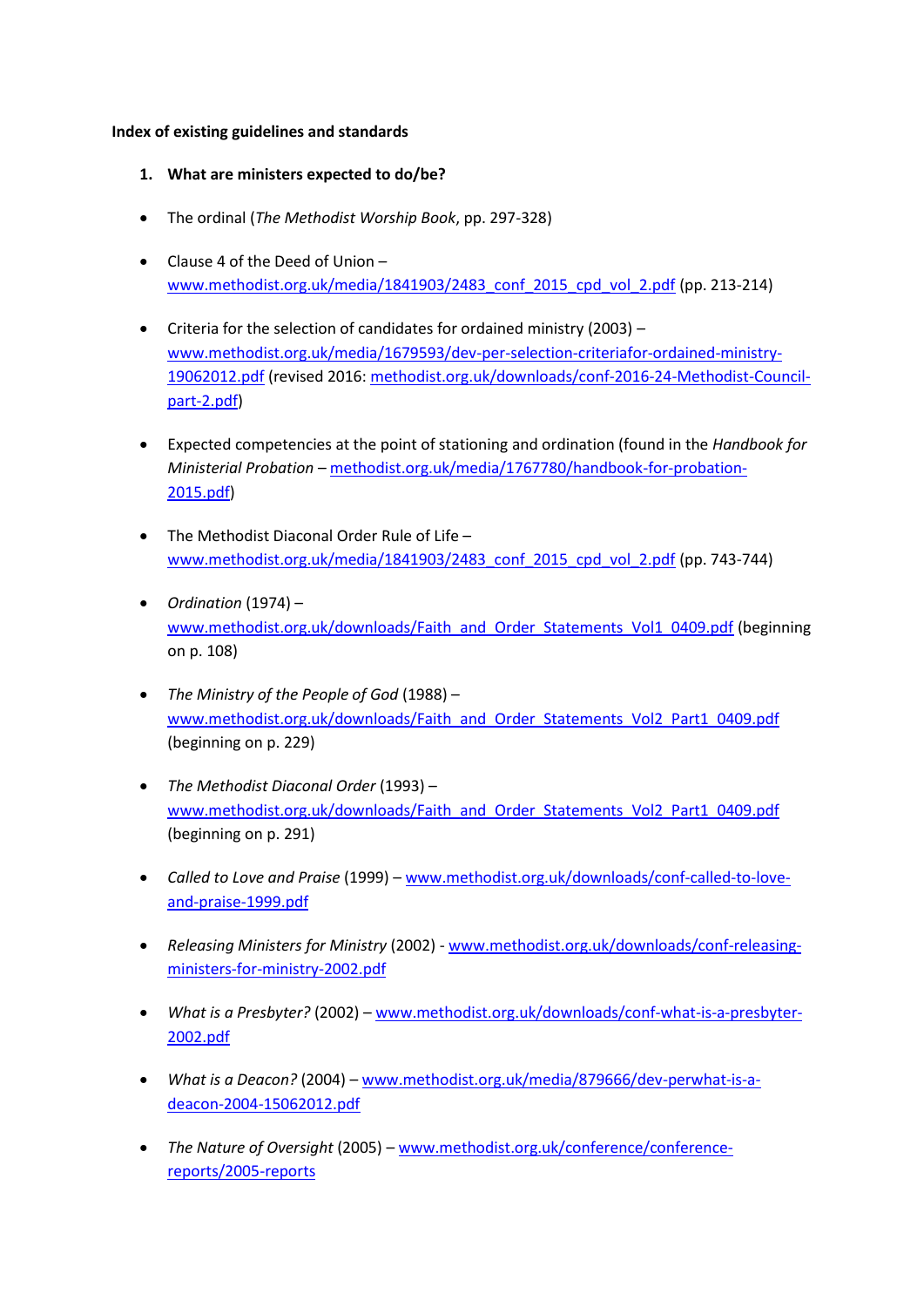**Index of existing guidelines and standards**

1. **What are ministers expected to do/be?**

- The ordinal (*The Methodist Worship Book*, pp. 297-328)
- Clause 4 of the Deed of Union – www.methodist.org.uk/media/1841903/2483_conf_2015_cpd_vol_2.pdf (pp. 213-214)
- Criteria for the selection of candidates for ordained ministry (2003) – www.methodist.org.uk/media/1679593/dev-per-selection-criteriafor-ordained-ministry-19062012.pdf (revised 2016: methodist.org.uk/downloads/conf-2016-24-Methodist-Council-part-2.pdf)
- Expected competencies at the point of stationing and ordination (found in the *Handbook for Ministerial Probation* – methodist.org.uk/media/1767780/handbook-for-probation-2015.pdf)
- The Methodist Diaconal Order Rule of Life – www.methodist.org.uk/media/1841903/2483_conf_2015_cpd_vol_2.pdf (pp. 743-744)
- *Ordination* (1974) – www.methodist.org.uk/downloads/Faith_and_Order_Statements_Vol1_0409.pdf (beginning on p. 108)
- *The Ministry of the People of God* (1988) – www.methodist.org.uk/downloads/Faith_and_Order_Statements_Vol2_Part1_0409.pdf (beginning on p. 229)
- *The Methodist Diaconal Order* (1993) – www.methodist.org.uk/downloads/Faith_and_Order_Statements_Vol2_Part1_0409.pdf (beginning on p. 291)
- *Called to Love and Praise* (1999) – www.methodist.org.uk/downloads/conf-called-to-love-and-praise-1999.pdf
- *Releasing Ministers for Ministry* (2002) - www.methodist.org.uk/downloads/conf-releasing-ministers-for-ministry-2002.pdf
- *What is a Presbyter?* (2002) – www.methodist.org.uk/downloads/conf-what-is-a-presbyter-2002.pdf
- *What is a Deacon?* (2004) – www.methodist.org.uk/media/879666/dev-perwhat-is-a-deacon-2004-15062012.pdf
- *The Nature of Oversight* (2005) – www.methodist.org.uk/conference/conference-reports/2005-reports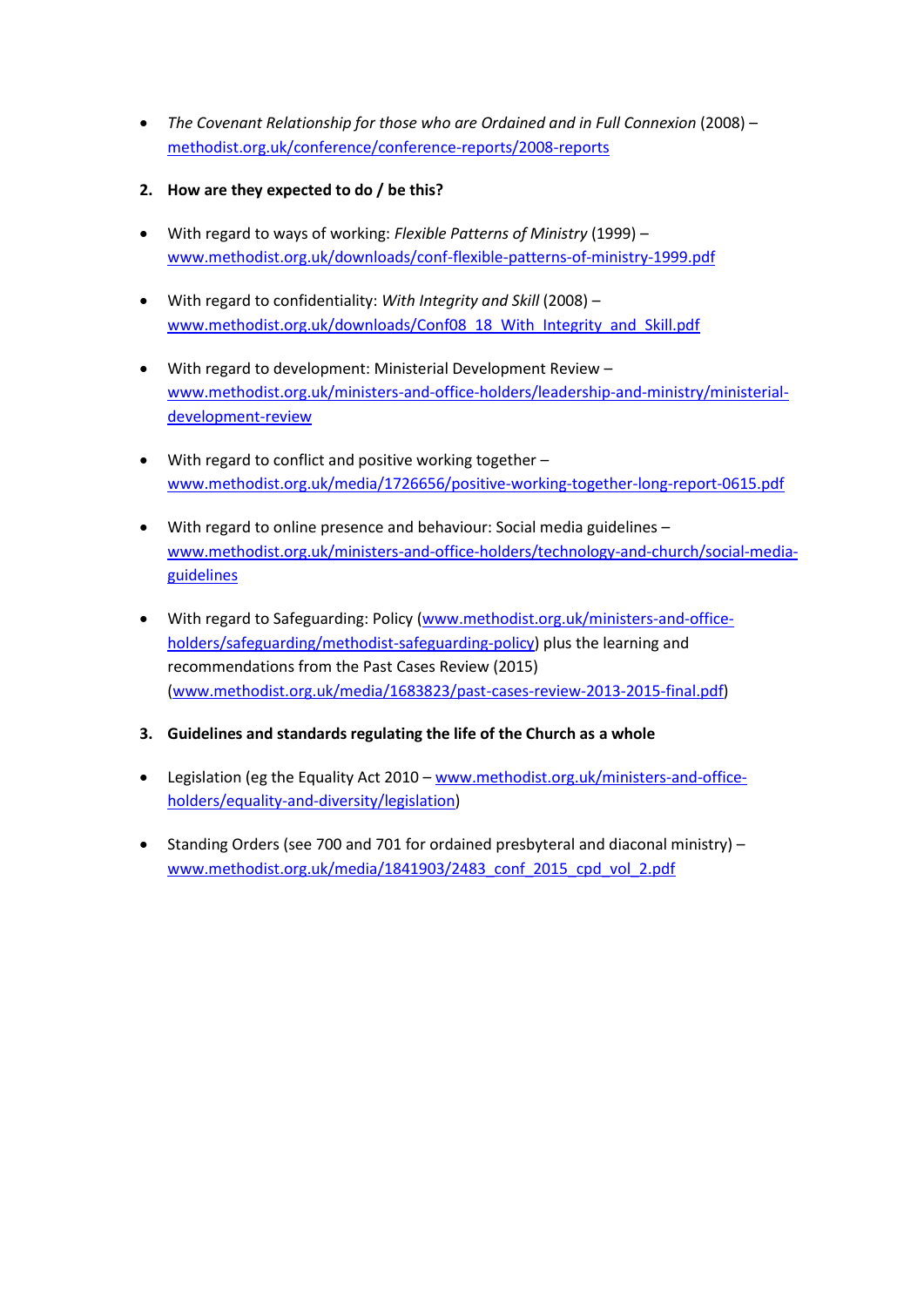- *The Covenant Relationship for those who are Ordained and in Full Connexion* (2008) – methodist.org.uk/conference/conference-reports/2008-reports

2. **How are they expected to do / be this?**

- With regard to ways of working: *Flexible Patterns of Ministry* (1999) – www.methodist.org.uk/downloads/conf-flexible-patterns-of-ministry-1999.pdf

- With regard to confidentiality: *With Integrity and Skill* (2008) – www.methodist.org.uk/downloads/Conf08_18_With_Integrity_and_Skill.pdf

- With regard to development: Ministerial Development Review – www.methodist.org.uk/ministers-and-office-holders/leadership-and-ministry/ministerial-development-review

- With regard to conflict and positive working together – www.methodist.org.uk/media/1726656/positive-working-together-long-report-0615.pdf

- With regard to online presence and behaviour: Social media guidelines – www.methodist.org.uk/ministers-and-office-holders/technology-and-church/social-media-guidelines

- With regard to Safeguarding: Policy (www.methodist.org.uk/ministers-and-office-holders/safeguarding/methodist-safeguarding-policy) plus the learning and recommendations from the Past Cases Review (2015) (www.methodist.org.uk/media/1683823/past-cases-review-2013-2015-final.pdf)

3. **Guidelines and standards regulating the life of the Church as a whole**

- Legislation (eg the Equality Act 2010 – www.methodist.org.uk/ministers-and-office-holders/equality-and-diversity/legislation)

- Standing Orders (see 700 and 701 for ordained presbyteral and diaconal ministry) – www.methodist.org.uk/media/1841903/2483_conf_2015_cpd_vol_2.pdf